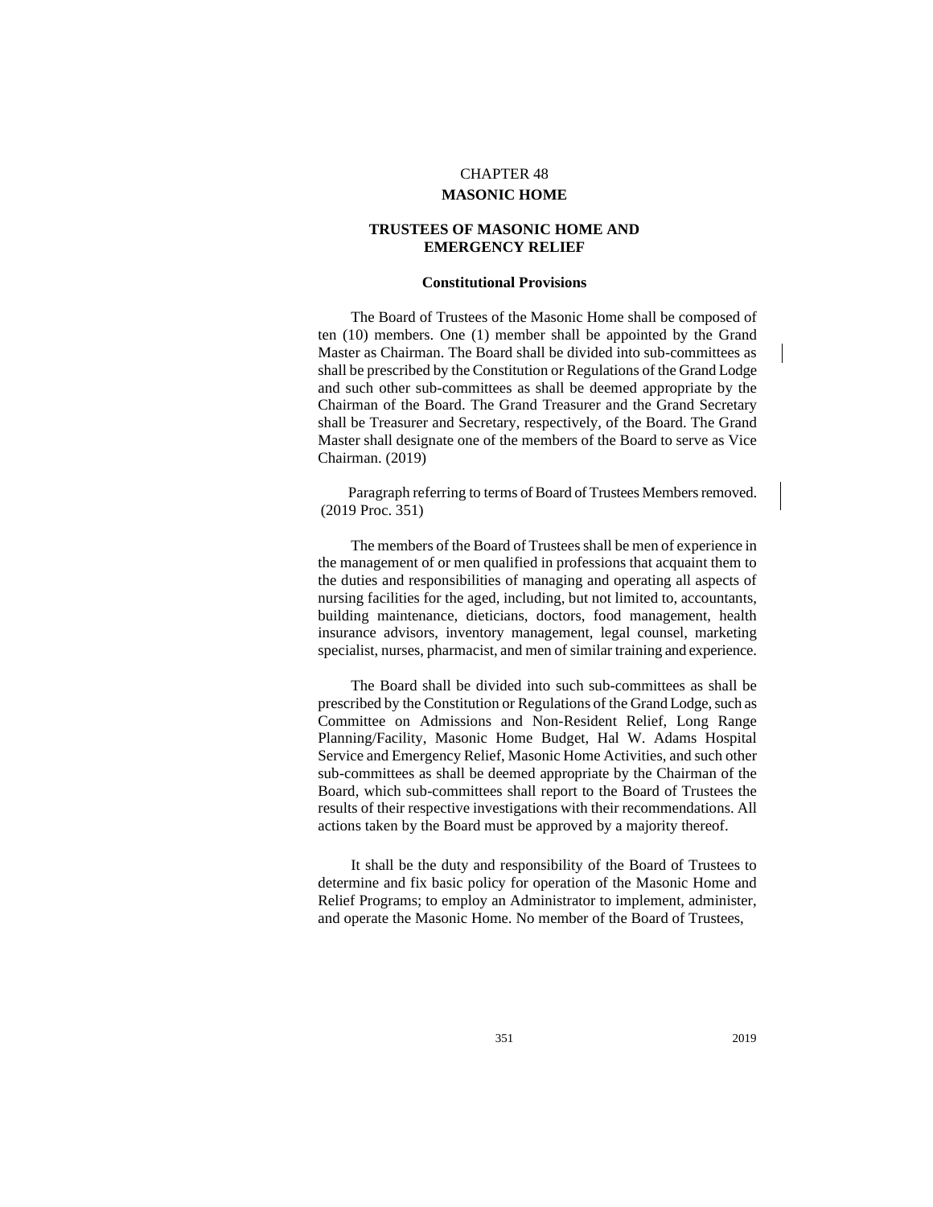# CHAPTER 48

## MASONIC HOME

### TRUSTEES OF MASONIC HOME AND EMERGENCY RELIEF

#### Constitutional Provisions

The Board of Trustees of the Masonic Home shall be composed of ten (10) members. One (1) member shall be appointed by the Grand Master as Chairman. The Board shall be divided into sub-committees as shall be prescribed by the Constitution or Regulations of the Grand Lodge and such other sub-committees as shall be deemed appropriate by the Chairman of the Board. The Grand Treasurer and the Grand Secretary shall be Treasurer and Secretary, respectively, of the Board. The Grand Master shall designate one of the members of the Board to serve as Vice Chairman. (2019)

Paragraph referring to terms of Board of Trustees Members removed. (2019 Proc. 351)

The members of the Board of Trustees shall be men of experience in the management of or men qualified in professions that acquaint them to the duties and responsibilities of managing and operating all aspects of nursing facilities for the aged, including, but not limited to, accountants, building maintenance, dieticians, doctors, food management, health insurance advisors, inventory management, legal counsel, marketing specialist, nurses, pharmacist, and men of similar training and experience.

The Board shall be divided into such sub-committees as shall be prescribed by the Constitution or Regulations of the Grand Lodge, such as Committee on Admissions and Non-Resident Relief, Long Range Planning/Facility, Masonic Home Budget, Hal W. Adams Hospital Service and Emergency Relief, Masonic Home Activities, and such other sub-committees as shall be deemed appropriate by the Chairman of the Board, which sub-committees shall report to the Board of Trustees the results of their respective investigations with their recommendations. All actions taken by the Board must be approved by a majority thereof.

It shall be the duty and responsibility of the Board of Trustees to determine and fix basic policy for operation of the Masonic Home and Relief Programs; to employ an Administrator to implement, administer, and operate the Masonic Home. No member of the Board of Trustees,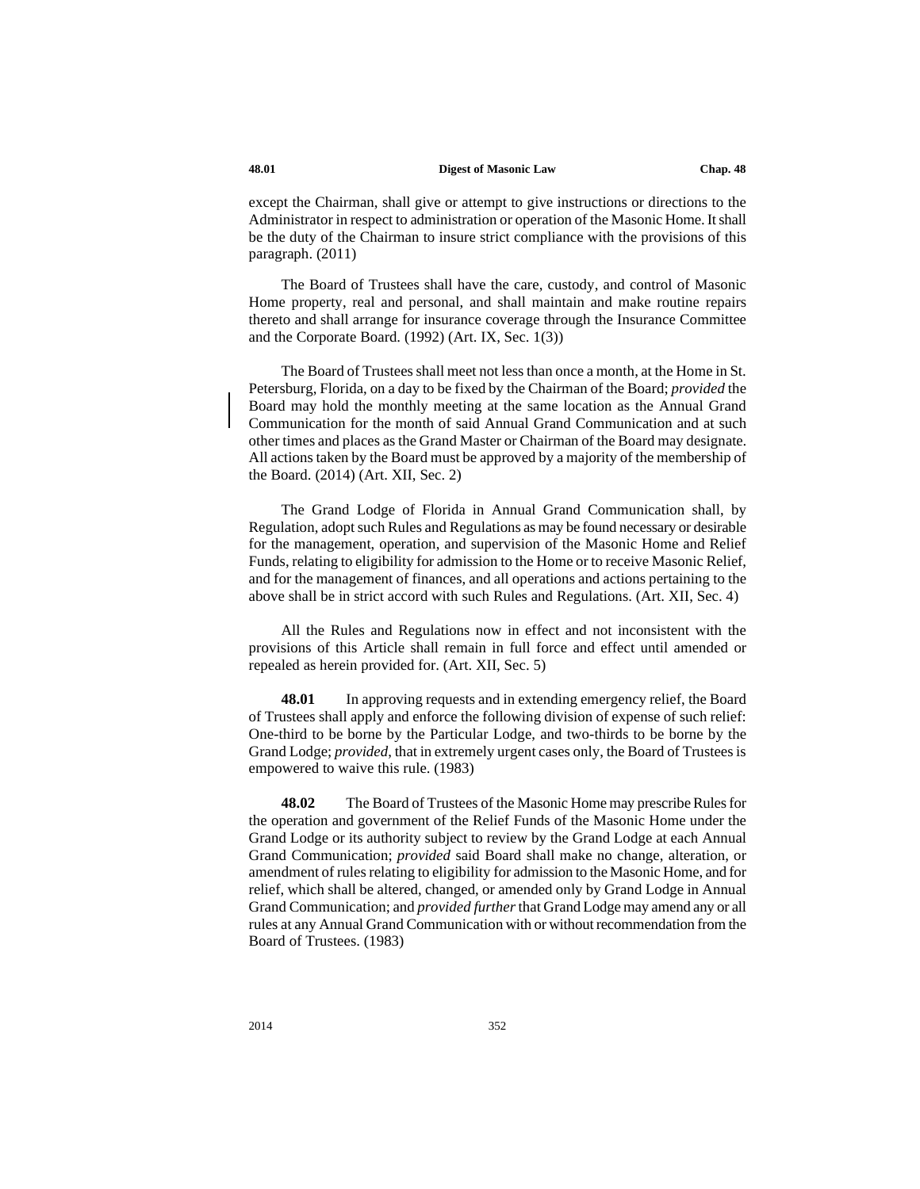except the Chairman, shall give or attempt to give instructions or directions to the Administrator in respect to administration or operation of the Masonic Home. It shall be the duty of the Chairman to insure strict compliance with the provisions of this paragraph. (2011)

The Board of Trustees shall have the care, custody, and control of Masonic Home property, real and personal, and shall maintain and make routine repairs thereto and shall arrange for insurance coverage through the Insurance Committee and the Corporate Board. (1992) (Art. IX, Sec. 1(3))

The Board of Trustees shall meet not less than once a month, at the Home in St. Petersburg, Florida, on a day to be fixed by the Chairman of the Board; *provided* the Board may hold the monthly meeting at the same location as the Annual Grand Communication for the month of said Annual Grand Communication and at such other times and places as the Grand Master or Chairman of the Board may designate. All actions taken by the Board must be approved by a majority of the membership of the Board. (2014) (Art. XII, Sec. 2)

The Grand Lodge of Florida in Annual Grand Communication shall, by Regulation, adopt such Rules and Regulations as may be found necessary or desirable for the management, operation, and supervision of the Masonic Home and Relief Funds, relating to eligibility for admission to the Home or to receive Masonic Relief, and for the management of finances, and all operations and actions pertaining to the above shall be in strict accord with such Rules and Regulations. (Art. XII, Sec. 4)

All the Rules and Regulations now in effect and not inconsistent with the provisions of this Article shall remain in full force and effect until amended or repealed as herein provided for. (Art. XII, Sec. 5)

**48.01** In approving requests and in extending emergency relief, the Board of Trustees shall apply and enforce the following division of expense of such relief: One-third to be borne by the Particular Lodge, and two-thirds to be borne by the Grand Lodge; *provided*, that in extremely urgent cases only, the Board of Trustees is empowered to waive this rule. (1983)

**48.02** The Board of Trustees of the Masonic Home may prescribe Rules for the operation and government of the Relief Funds of the Masonic Home under the Grand Lodge or its authority subject to review by the Grand Lodge at each Annual Grand Communication; *provided* said Board shall make no change, alteration, or amendment of rules relating to eligibility for admission to the Masonic Home, and for relief, which shall be altered, changed, or amended only by Grand Lodge in Annual Grand Communication; and *provided further* that Grand Lodge may amend any or all rules at any Annual Grand Communication with or without recommendation from the Board of Trustees. (1983)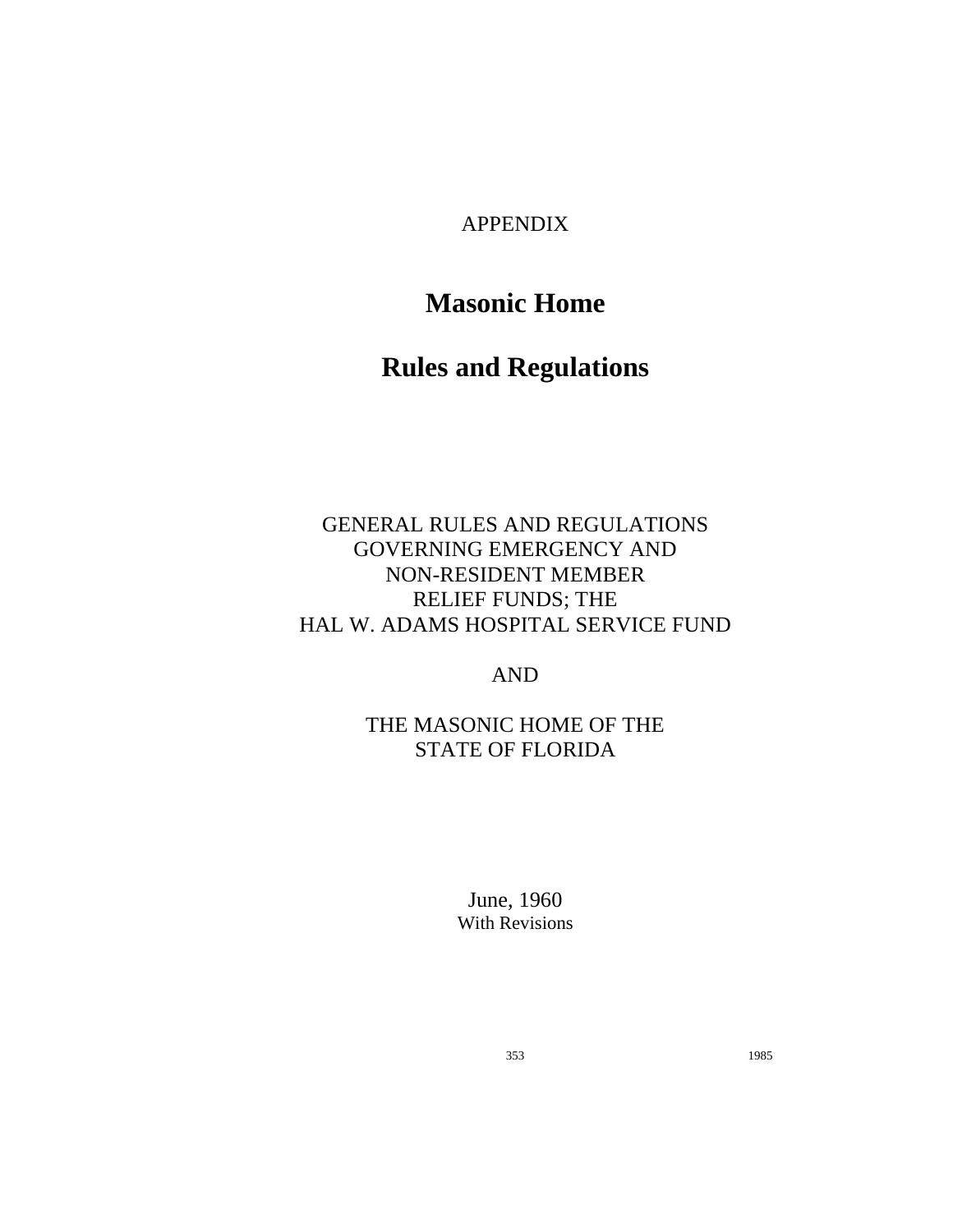APPENDIX

# Masonic Home

# Rules and Regulations

GENERAL RULES AND REGULATIONS
GOVERNING EMERGENCY AND
NON-RESIDENT MEMBER
RELIEF FUNDS; THE
HAL W. ADAMS HOSPITAL SERVICE FUND

AND

THE MASONIC HOME OF THE
STATE OF FLORIDA

June, 1960
With Revisions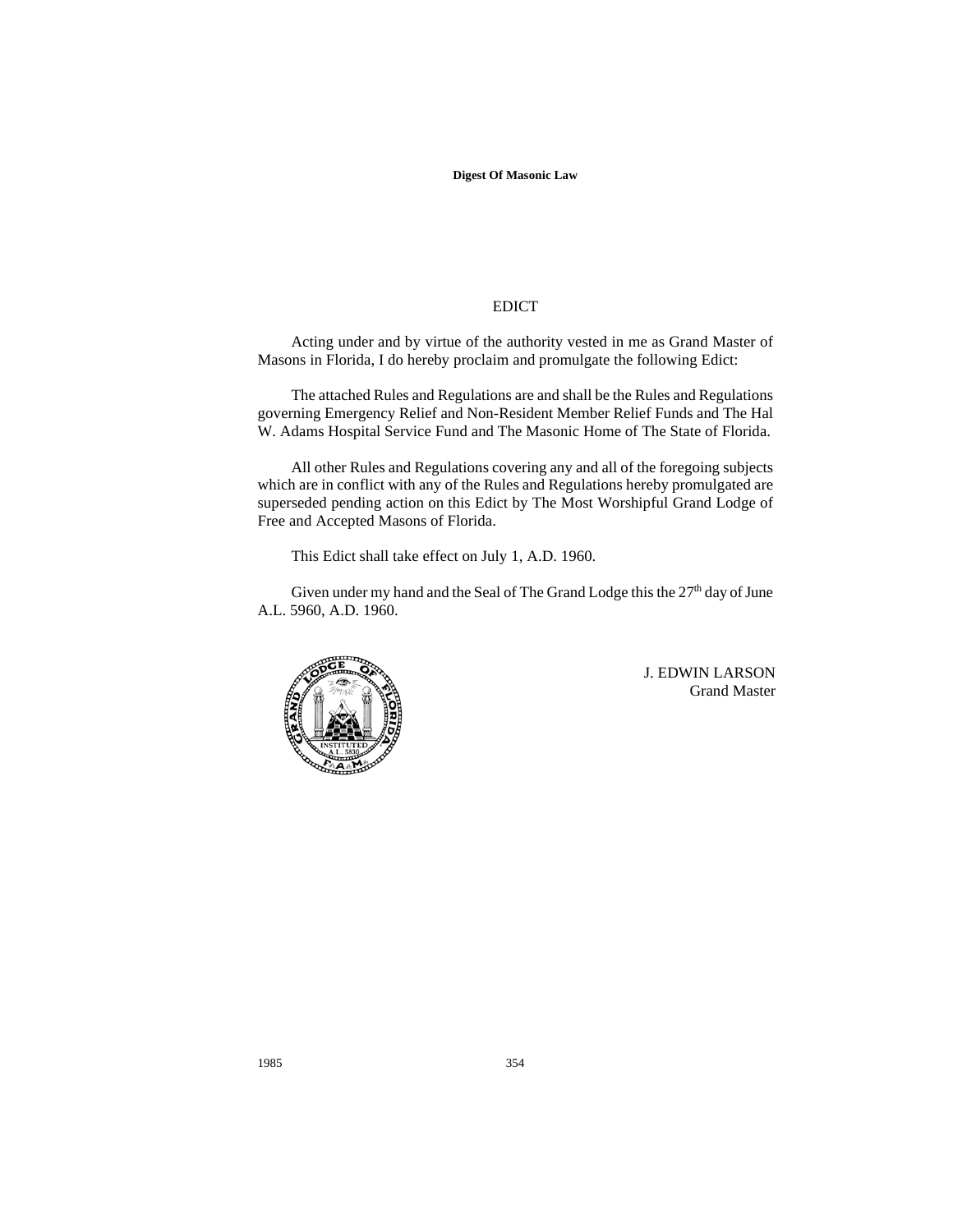# EDICT

Acting under and by virtue of the authority vested in me as Grand Master of Masons in Florida, I do hereby proclaim and promulgate the following Edict:

The attached Rules and Regulations are and shall be the Rules and Regulations governing Emergency Relief and Non-Resident Member Relief Funds and The Hal W. Adams Hospital Service Fund and The Masonic Home of The State of Florida.

All other Rules and Regulations covering any and all of the foregoing subjects which are in conflict with any of the Rules and Regulations hereby promulgated are superseded pending action on this Edict by The Most Worshipful Grand Lodge of Free and Accepted Masons of Florida.

This Edict shall take effect on July 1, A.D. 1960.

Given under my hand and the Seal of The Grand Lodge this the 27th day of June A.L. 5960, A.D. 1960.

J. EDWIN LARSON
Grand Master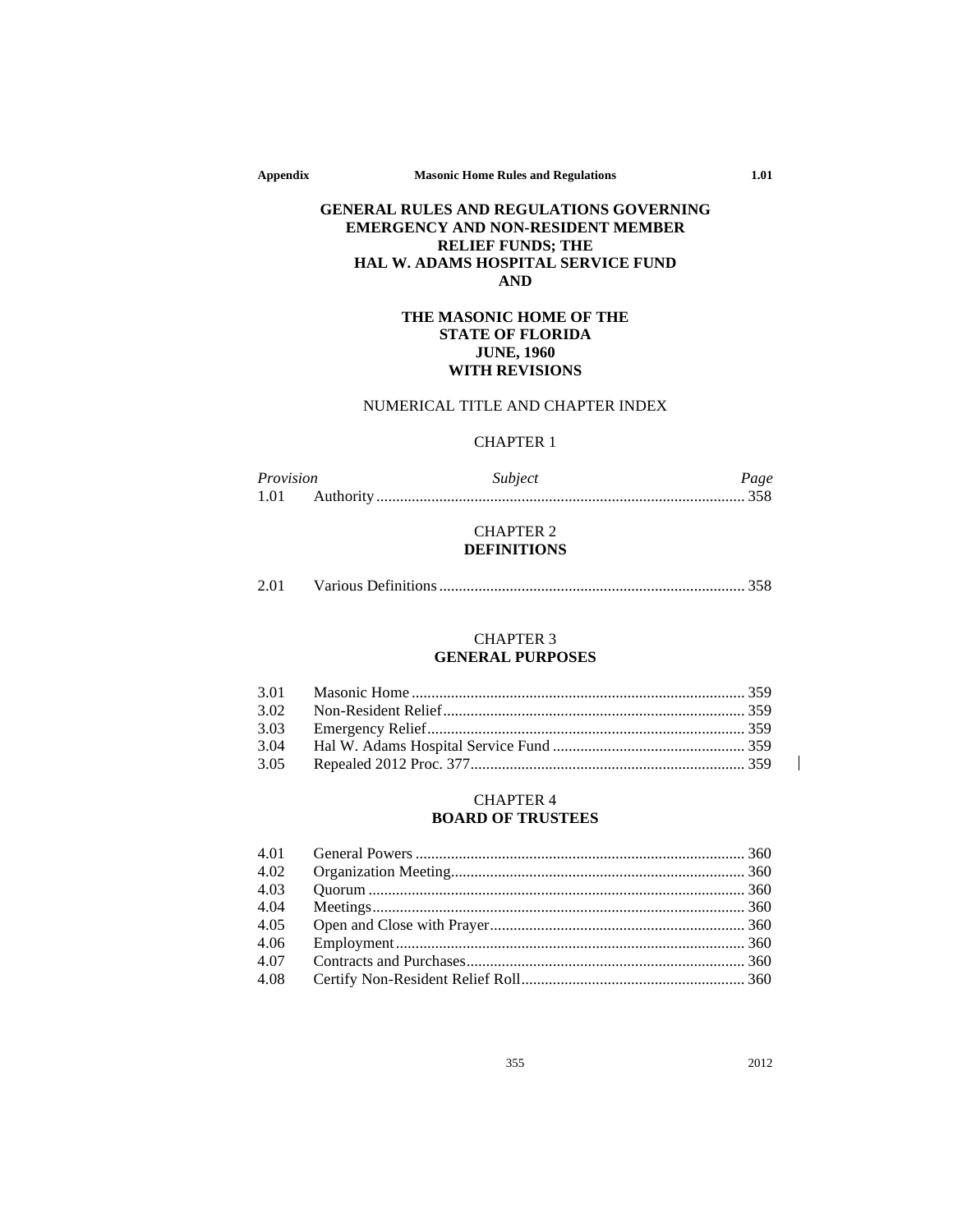# GENERAL RULES AND REGULATIONS GOVERNING EMERGENCY AND NON-RESIDENT MEMBER RELIEF FUNDS; THE HAL W. ADAMS HOSPITAL SERVICE FUND AND

# THE MASONIC HOME OF THE STATE OF FLORIDA JUNE, 1960 WITH REVISIONS

## NUMERICAL TITLE AND CHAPTER INDEX

### CHAPTER 1

| *Provision* | *Subject* | *Page* |
|---|---|---|
| 1.01 | Authority | 358 |

### CHAPTER 2
### DEFINITIONS

| | | |
|---|---|---|
| 2.01 | Various Definitions | 358 |

### CHAPTER 3
### GENERAL PURPOSES

| | | |
|---|---|---|
| 3.01 | Masonic Home | 359 |
| 3.02 | Non-Resident Relief | 359 |
| 3.03 | Emergency Relief | 359 |
| 3.04 | Hal W. Adams Hospital Service Fund | 359 |
| 3.05 | Repealed 2012 Proc. 377 | 359 |

### CHAPTER 4
### BOARD OF TRUSTEES

| | | |
|---|---|---|
| 4.01 | General Powers | 360 |
| 4.02 | Organization Meeting | 360 |
| 4.03 | Quorum | 360 |
| 4.04 | Meetings | 360 |
| 4.05 | Open and Close with Prayer | 360 |
| 4.06 | Employment | 360 |
| 4.07 | Contracts and Purchases | 360 |
| 4.08 | Certify Non-Resident Relief Roll | 360 |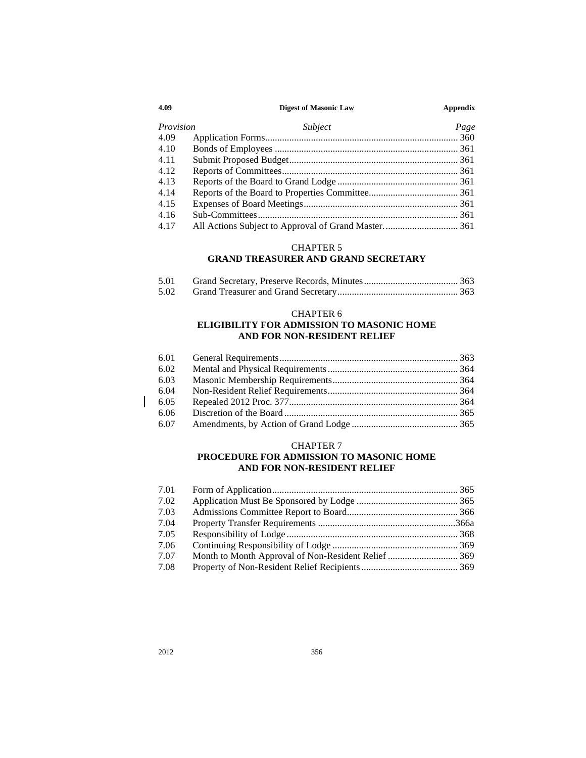| *Provision* | *Subject* | *Page* |
|---|---|---|
| 4.09 | Application Forms | 360 |
| 4.10 | Bonds of Employees | 361 |
| 4.11 | Submit Proposed Budget | 361 |
| 4.12 | Reports of Committees | 361 |
| 4.13 | Reports of the Board to Grand Lodge | 361 |
| 4.14 | Reports of the Board to Properties Committee | 361 |
| 4.15 | Expenses of Board Meetings | 361 |
| 4.16 | Sub-Committees | 361 |
| 4.17 | All Actions Subject to Approval of Grand Master. | 361 |

## CHAPTER 5
## GRAND TREASURER AND GRAND SECRETARY

| | | |
|---|---|---|
| 5.01 | Grand Secretary, Preserve Records, Minutes | 363 |
| 5.02 | Grand Treasurer and Grand Secretary | 363 |

## CHAPTER 6
## ELIGIBILITY FOR ADMISSION TO MASONIC HOME AND FOR NON-RESIDENT RELIEF

| | | |
|---|---|---|
| 6.01 | General Requirements | 363 |
| 6.02 | Mental and Physical Requirements | 364 |
| 6.03 | Masonic Membership Requirements | 364 |
| 6.04 | Non-Resident Relief Requirements | 364 |
| 6.05 | Repealed 2012 Proc. 377 | 364 |
| 6.06 | Discretion of the Board | 365 |
| 6.07 | Amendments, by Action of Grand Lodge | 365 |

## CHAPTER 7
## PROCEDURE FOR ADMISSION TO MASONIC HOME AND FOR NON-RESIDENT RELIEF

| | | |
|---|---|---|
| 7.01 | Form of Application | 365 |
| 7.02 | Application Must Be Sponsored by Lodge | 365 |
| 7.03 | Admissions Committee Report to Board | 366 |
| 7.04 | Property Transfer Requirements | 366a |
| 7.05 | Responsibility of Lodge | 368 |
| 7.06 | Continuing Responsibility of Lodge | 369 |
| 7.07 | Month to Month Approval of Non-Resident Relief | 369 |
| 7.08 | Property of Non-Resident Relief Recipients | 369 |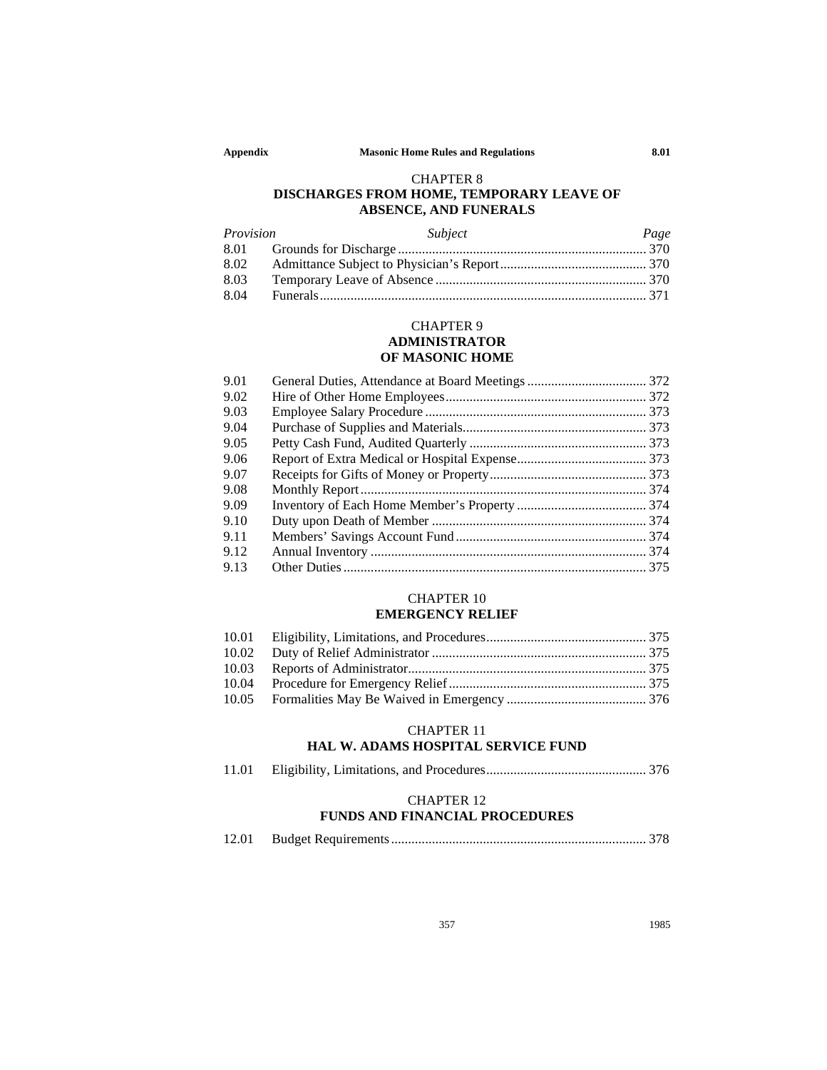## CHAPTER 8
## DISCHARGES FROM HOME, TEMPORARY LEAVE OF ABSENCE, AND FUNERALS

| *Provision* | *Subject* | *Page* |
|---|---|---|
| 8.01 | Grounds for Discharge | 370 |
| 8.02 | Admittance Subject to Physician's Report | 370 |
| 8.03 | Temporary Leave of Absence | 370 |
| 8.04 | Funerals | 371 |

## CHAPTER 9
## ADMINISTRATOR OF MASONIC HOME

| | | |
|---|---|---|
| 9.01 | General Duties, Attendance at Board Meetings | 372 |
| 9.02 | Hire of Other Home Employees | 372 |
| 9.03 | Employee Salary Procedure | 373 |
| 9.04 | Purchase of Supplies and Materials | 373 |
| 9.05 | Petty Cash Fund, Audited Quarterly | 373 |
| 9.06 | Report of Extra Medical or Hospital Expense | 373 |
| 9.07 | Receipts for Gifts of Money or Property | 373 |
| 9.08 | Monthly Report | 374 |
| 9.09 | Inventory of Each Home Member's Property | 374 |
| 9.10 | Duty upon Death of Member | 374 |
| 9.11 | Members' Savings Account Fund | 374 |
| 9.12 | Annual Inventory | 374 |
| 9.13 | Other Duties | 375 |

## CHAPTER 10
## EMERGENCY RELIEF

| | | |
|---|---|---|
| 10.01 | Eligibility, Limitations, and Procedures | 375 |
| 10.02 | Duty of Relief Administrator | 375 |
| 10.03 | Reports of Administrator | 375 |
| 10.04 | Procedure for Emergency Relief | 375 |
| 10.05 | Formalities May Be Waived in Emergency | 376 |

## CHAPTER 11
## HAL W. ADAMS HOSPITAL SERVICE FUND

| | | |
|---|---|---|
| 11.01 | Eligibility, Limitations, and Procedures | 376 |

## CHAPTER 12
## FUNDS AND FINANCIAL PROCEDURES

| | | |
|---|---|---|
| 12.01 | Budget Requirements | 378 |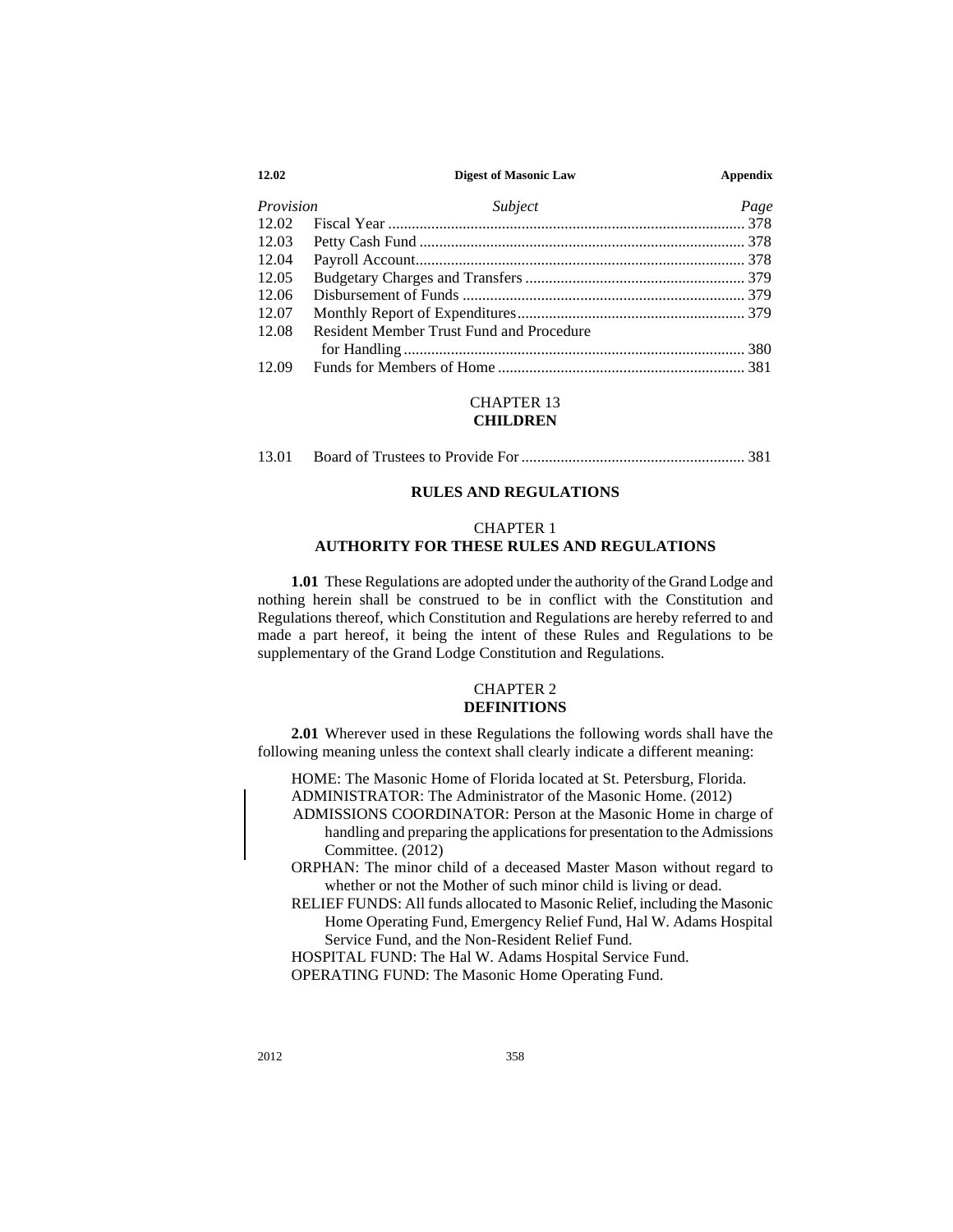| Provision | Subject | Page |
| --- | --- | --- |
| 12.02 | Fiscal Year | 378 |
| 12.03 | Petty Cash Fund | 378 |
| 12.04 | Payroll Account | 378 |
| 12.05 | Budgetary Charges and Transfers | 379 |
| 12.06 | Disbursement of Funds | 379 |
| 12.07 | Monthly Report of Expenditures | 379 |
| 12.08 | Resident Member Trust Fund and Procedure for Handling | 380 |
| 12.09 | Funds for Members of Home | 381 |

## CHAPTER 13
## CHILDREN

| | | |
| --- | --- | --- |
| 13.01 | Board of Trustees to Provide For | 381 |

# RULES AND REGULATIONS

## CHAPTER 1
## AUTHORITY FOR THESE RULES AND REGULATIONS

**1.01** These Regulations are adopted under the authority of the Grand Lodge and nothing herein shall be construed to be in conflict with the Constitution and Regulations thereof, which Constitution and Regulations are hereby referred to and made a part hereof, it being the intent of these Rules and Regulations to be supplementary of the Grand Lodge Constitution and Regulations.

## CHAPTER 2
## DEFINITIONS

**2.01** Wherever used in these Regulations the following words shall have the following meaning unless the context shall clearly indicate a different meaning:

HOME: The Masonic Home of Florida located at St. Petersburg, Florida.

ADMINISTRATOR: The Administrator of the Masonic Home. (2012)

ADMISSIONS COORDINATOR: Person at the Masonic Home in charge of handling and preparing the applications for presentation to the Admissions Committee. (2012)

ORPHAN: The minor child of a deceased Master Mason without regard to whether or not the Mother of such minor child is living or dead.

RELIEF FUNDS: All funds allocated to Masonic Relief, including the Masonic Home Operating Fund, Emergency Relief Fund, Hal W. Adams Hospital Service Fund, and the Non-Resident Relief Fund.

HOSPITAL FUND: The Hal W. Adams Hospital Service Fund.

OPERATING FUND: The Masonic Home Operating Fund.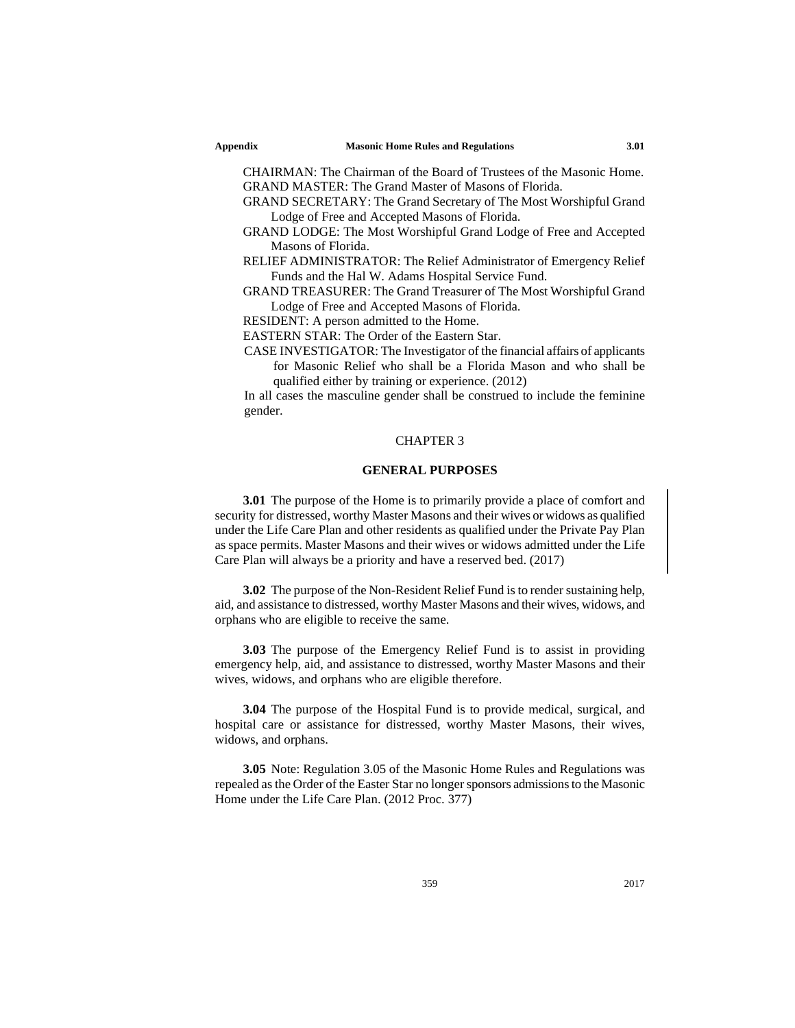CHAIRMAN: The Chairman of the Board of Trustees of the Masonic Home.

GRAND MASTER: The Grand Master of Masons of Florida.

GRAND SECRETARY: The Grand Secretary of The Most Worshipful Grand Lodge of Free and Accepted Masons of Florida.

GRAND LODGE: The Most Worshipful Grand Lodge of Free and Accepted Masons of Florida.

RELIEF ADMINISTRATOR: The Relief Administrator of Emergency Relief Funds and the Hal W. Adams Hospital Service Fund.

GRAND TREASURER: The Grand Treasurer of The Most Worshipful Grand Lodge of Free and Accepted Masons of Florida.

RESIDENT: A person admitted to the Home.

EASTERN STAR: The Order of the Eastern Star.

CASE INVESTIGATOR: The Investigator of the financial affairs of applicants for Masonic Relief who shall be a Florida Mason and who shall be qualified either by training or experience. (2012)

In all cases the masculine gender shall be construed to include the feminine gender.

## CHAPTER 3

## GENERAL PURPOSES

**3.01** The purpose of the Home is to primarily provide a place of comfort and security for distressed, worthy Master Masons and their wives or widows as qualified under the Life Care Plan and other residents as qualified under the Private Pay Plan as space permits. Master Masons and their wives or widows admitted under the Life Care Plan will always be a priority and have a reserved bed. (2017)

**3.02** The purpose of the Non-Resident Relief Fund is to render sustaining help, aid, and assistance to distressed, worthy Master Masons and their wives, widows, and orphans who are eligible to receive the same.

**3.03** The purpose of the Emergency Relief Fund is to assist in providing emergency help, aid, and assistance to distressed, worthy Master Masons and their wives, widows, and orphans who are eligible therefore.

**3.04** The purpose of the Hospital Fund is to provide medical, surgical, and hospital care or assistance for distressed, worthy Master Masons, their wives, widows, and orphans.

**3.05** Note: Regulation 3.05 of the Masonic Home Rules and Regulations was repealed as the Order of the Easter Star no longer sponsors admissions to the Masonic Home under the Life Care Plan. (2012 Proc. 377)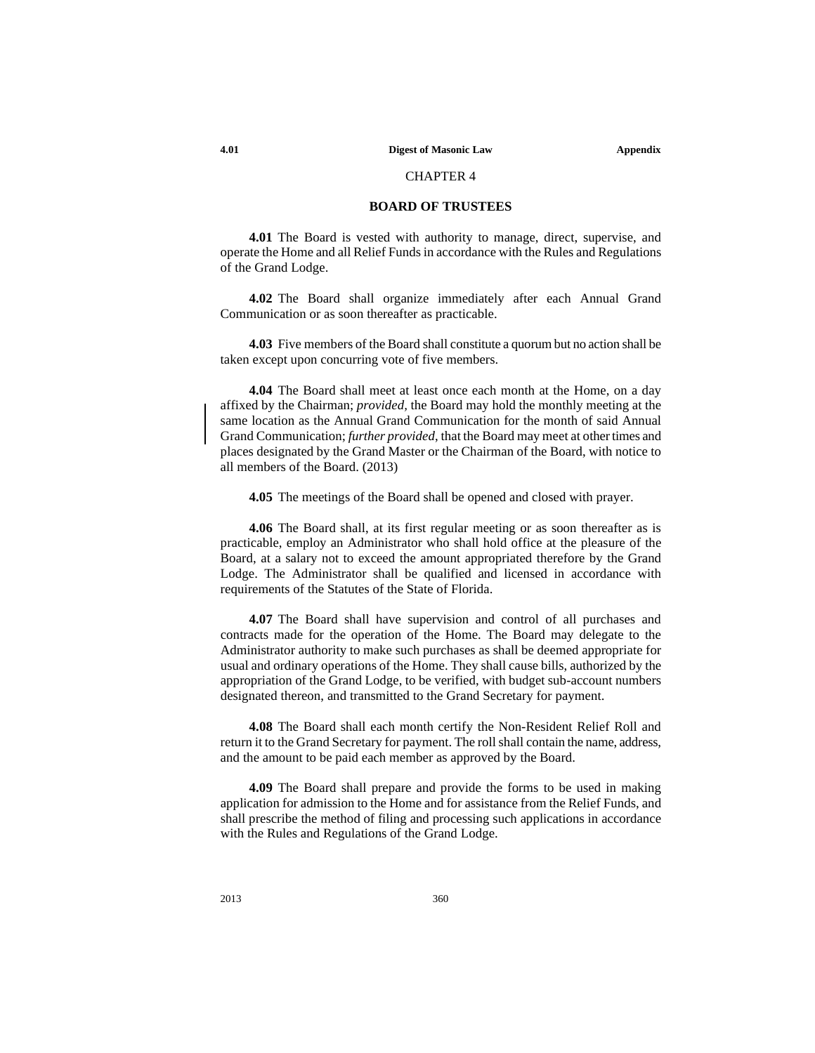CHAPTER 4

## BOARD OF TRUSTEES

**4.01** The Board is vested with authority to manage, direct, supervise, and operate the Home and all Relief Funds in accordance with the Rules and Regulations of the Grand Lodge.

**4.02** The Board shall organize immediately after each Annual Grand Communication or as soon thereafter as practicable.

**4.03** Five members of the Board shall constitute a quorum but no action shall be taken except upon concurring vote of five members.

**4.04** The Board shall meet at least once each month at the Home, on a day affixed by the Chairman; *provided*, the Board may hold the monthly meeting at the same location as the Annual Grand Communication for the month of said Annual Grand Communication; *further provided*, that the Board may meet at other times and places designated by the Grand Master or the Chairman of the Board, with notice to all members of the Board. (2013)

**4.05** The meetings of the Board shall be opened and closed with prayer.

**4.06** The Board shall, at its first regular meeting or as soon thereafter as is practicable, employ an Administrator who shall hold office at the pleasure of the Board, at a salary not to exceed the amount appropriated therefore by the Grand Lodge. The Administrator shall be qualified and licensed in accordance with requirements of the Statutes of the State of Florida.

**4.07** The Board shall have supervision and control of all purchases and contracts made for the operation of the Home. The Board may delegate to the Administrator authority to make such purchases as shall be deemed appropriate for usual and ordinary operations of the Home. They shall cause bills, authorized by the appropriation of the Grand Lodge, to be verified, with budget sub-account numbers designated thereon, and transmitted to the Grand Secretary for payment.

**4.08** The Board shall each month certify the Non-Resident Relief Roll and return it to the Grand Secretary for payment. The roll shall contain the name, address, and the amount to be paid each member as approved by the Board.

**4.09** The Board shall prepare and provide the forms to be used in making application for admission to the Home and for assistance from the Relief Funds, and shall prescribe the method of filing and processing such applications in accordance with the Rules and Regulations of the Grand Lodge.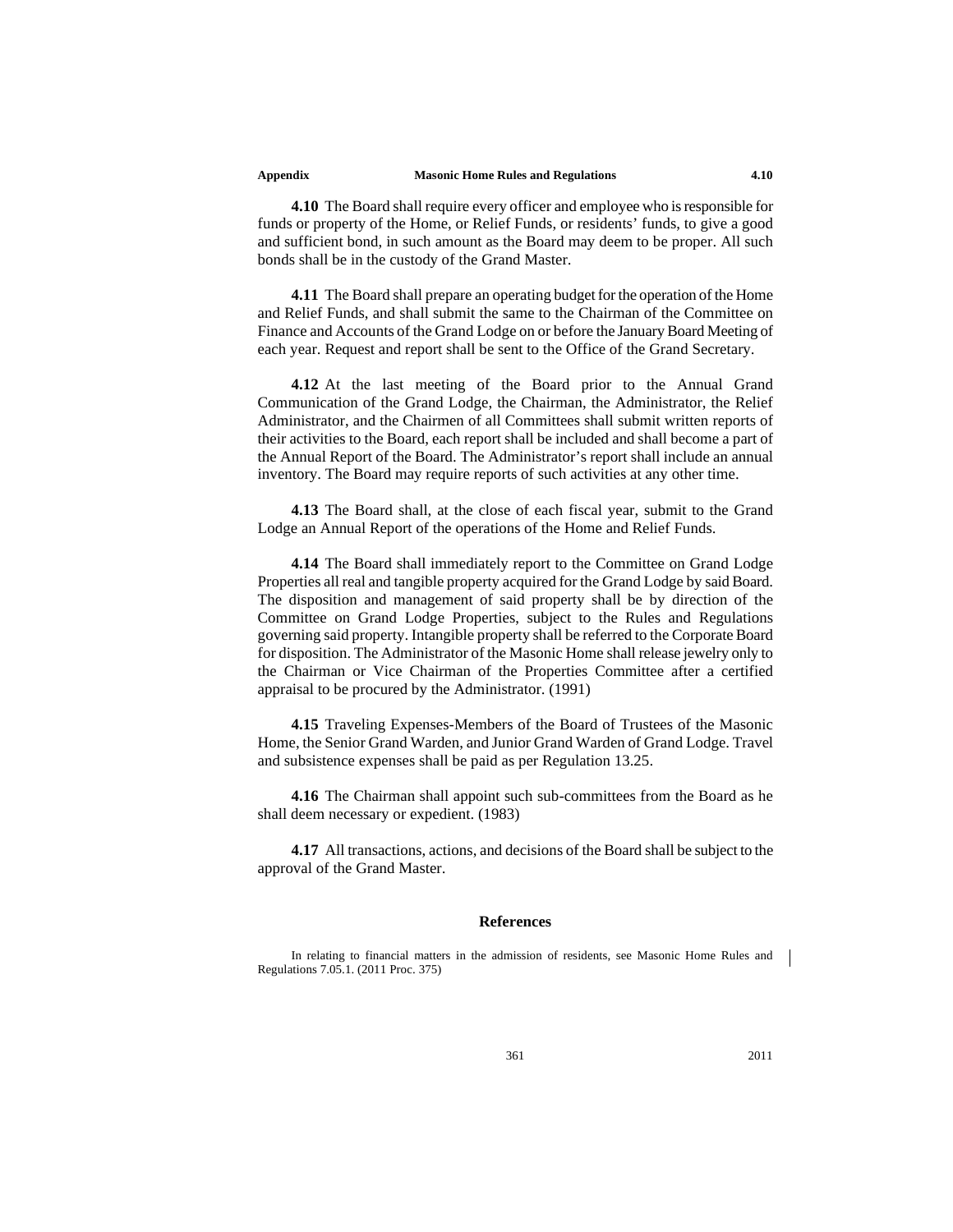**4.10** The Board shall require every officer and employee who is responsible for funds or property of the Home, or Relief Funds, or residents' funds, to give a good and sufficient bond, in such amount as the Board may deem to be proper. All such bonds shall be in the custody of the Grand Master.

**4.11** The Board shall prepare an operating budget for the operation of the Home and Relief Funds, and shall submit the same to the Chairman of the Committee on Finance and Accounts of the Grand Lodge on or before the January Board Meeting of each year. Request and report shall be sent to the Office of the Grand Secretary.

**4.12** At the last meeting of the Board prior to the Annual Grand Communication of the Grand Lodge, the Chairman, the Administrator, the Relief Administrator, and the Chairmen of all Committees shall submit written reports of their activities to the Board, each report shall be included and shall become a part of the Annual Report of the Board. The Administrator's report shall include an annual inventory. The Board may require reports of such activities at any other time.

**4.13** The Board shall, at the close of each fiscal year, submit to the Grand Lodge an Annual Report of the operations of the Home and Relief Funds.

**4.14** The Board shall immediately report to the Committee on Grand Lodge Properties all real and tangible property acquired for the Grand Lodge by said Board. The disposition and management of said property shall be by direction of the Committee on Grand Lodge Properties, subject to the Rules and Regulations governing said property. Intangible property shall be referred to the Corporate Board for disposition. The Administrator of the Masonic Home shall release jewelry only to the Chairman or Vice Chairman of the Properties Committee after a certified appraisal to be procured by the Administrator. (1991)

**4.15** Traveling Expenses-Members of the Board of Trustees of the Masonic Home, the Senior Grand Warden, and Junior Grand Warden of Grand Lodge. Travel and subsistence expenses shall be paid as per Regulation 13.25.

**4.16** The Chairman shall appoint such sub-committees from the Board as he shall deem necessary or expedient. (1983)

**4.17** All transactions, actions, and decisions of the Board shall be subject to the approval of the Grand Master.

## References

In relating to financial matters in the admission of residents, see Masonic Home Rules and Regulations 7.05.1. (2011 Proc. 375)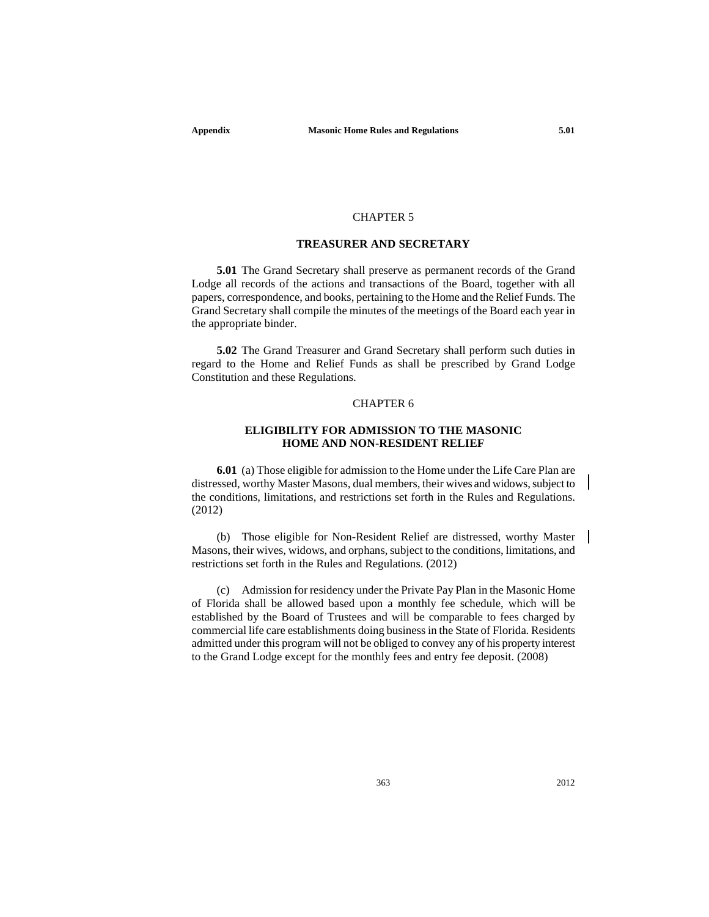## CHAPTER 5

### TREASURER AND SECRETARY

**5.01** The Grand Secretary shall preserve as permanent records of the Grand Lodge all records of the actions and transactions of the Board, together with all papers, correspondence, and books, pertaining to the Home and the Relief Funds. The Grand Secretary shall compile the minutes of the meetings of the Board each year in the appropriate binder.

**5.02** The Grand Treasurer and Grand Secretary shall perform such duties in regard to the Home and Relief Funds as shall be prescribed by Grand Lodge Constitution and these Regulations.

## CHAPTER 6

### ELIGIBILITY FOR ADMISSION TO THE MASONIC HOME AND NON-RESIDENT RELIEF

**6.01** (a) Those eligible for admission to the Home under the Life Care Plan are distressed, worthy Master Masons, dual members, their wives and widows, subject to the conditions, limitations, and restrictions set forth in the Rules and Regulations. (2012)

(b) Those eligible for Non-Resident Relief are distressed, worthy Master Masons, their wives, widows, and orphans, subject to the conditions, limitations, and restrictions set forth in the Rules and Regulations. (2012)

(c) Admission for residency under the Private Pay Plan in the Masonic Home of Florida shall be allowed based upon a monthly fee schedule, which will be established by the Board of Trustees and will be comparable to fees charged by commercial life care establishments doing business in the State of Florida. Residents admitted under this program will not be obliged to convey any of his property interest to the Grand Lodge except for the monthly fees and entry fee deposit. (2008)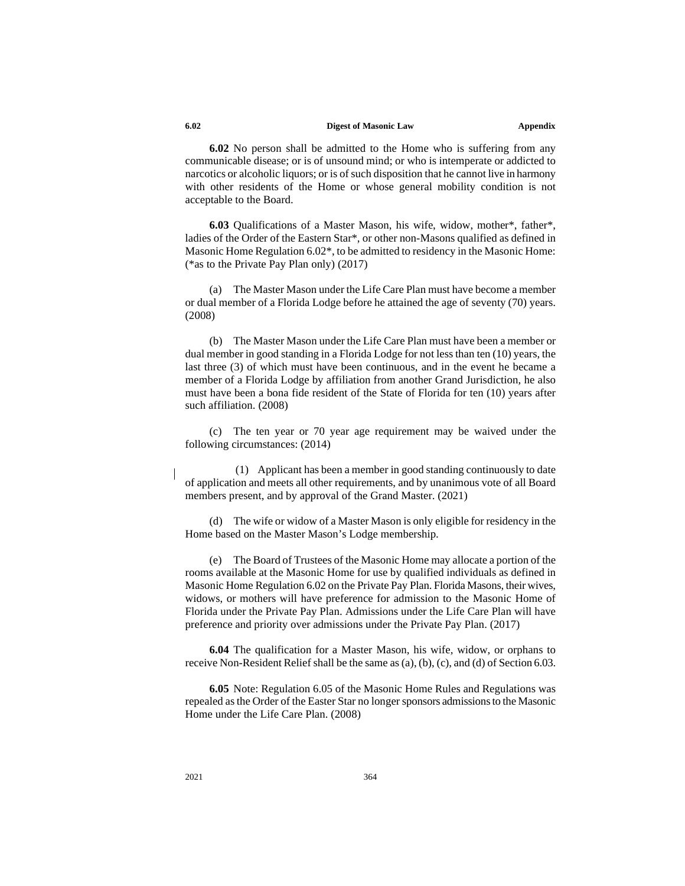**6.02** No person shall be admitted to the Home who is suffering from any communicable disease; or is of unsound mind; or who is intemperate or addicted to narcotics or alcoholic liquors; or is of such disposition that he cannot live in harmony with other residents of the Home or whose general mobility condition is not acceptable to the Board.

**6.03** Qualifications of a Master Mason, his wife, widow, mother*, father*, ladies of the Order of the Eastern Star*, or other non-Masons qualified as defined in Masonic Home Regulation 6.02*, to be admitted to residency in the Masonic Home: (*as to the Private Pay Plan only) (2017)

(a) The Master Mason under the Life Care Plan must have become a member or dual member of a Florida Lodge before he attained the age of seventy (70) years. (2008)

(b) The Master Mason under the Life Care Plan must have been a member or dual member in good standing in a Florida Lodge for not less than ten (10) years, the last three (3) of which must have been continuous, and in the event he became a member of a Florida Lodge by affiliation from another Grand Jurisdiction, he also must have been a bona fide resident of the State of Florida for ten (10) years after such affiliation. (2008)

(c) The ten year or 70 year age requirement may be waived under the following circumstances: (2014)

(1) Applicant has been a member in good standing continuously to date of application and meets all other requirements, and by unanimous vote of all Board members present, and by approval of the Grand Master. (2021)

(d) The wife or widow of a Master Mason is only eligible for residency in the Home based on the Master Mason's Lodge membership.

(e) The Board of Trustees of the Masonic Home may allocate a portion of the rooms available at the Masonic Home for use by qualified individuals as defined in Masonic Home Regulation 6.02 on the Private Pay Plan. Florida Masons, their wives, widows, or mothers will have preference for admission to the Masonic Home of Florida under the Private Pay Plan. Admissions under the Life Care Plan will have preference and priority over admissions under the Private Pay Plan. (2017)

**6.04** The qualification for a Master Mason, his wife, widow, or orphans to receive Non-Resident Relief shall be the same as (a), (b), (c), and (d) of Section 6.03.

**6.05** Note: Regulation 6.05 of the Masonic Home Rules and Regulations was repealed as the Order of the Easter Star no longer sponsors admissions to the Masonic Home under the Life Care Plan. (2008)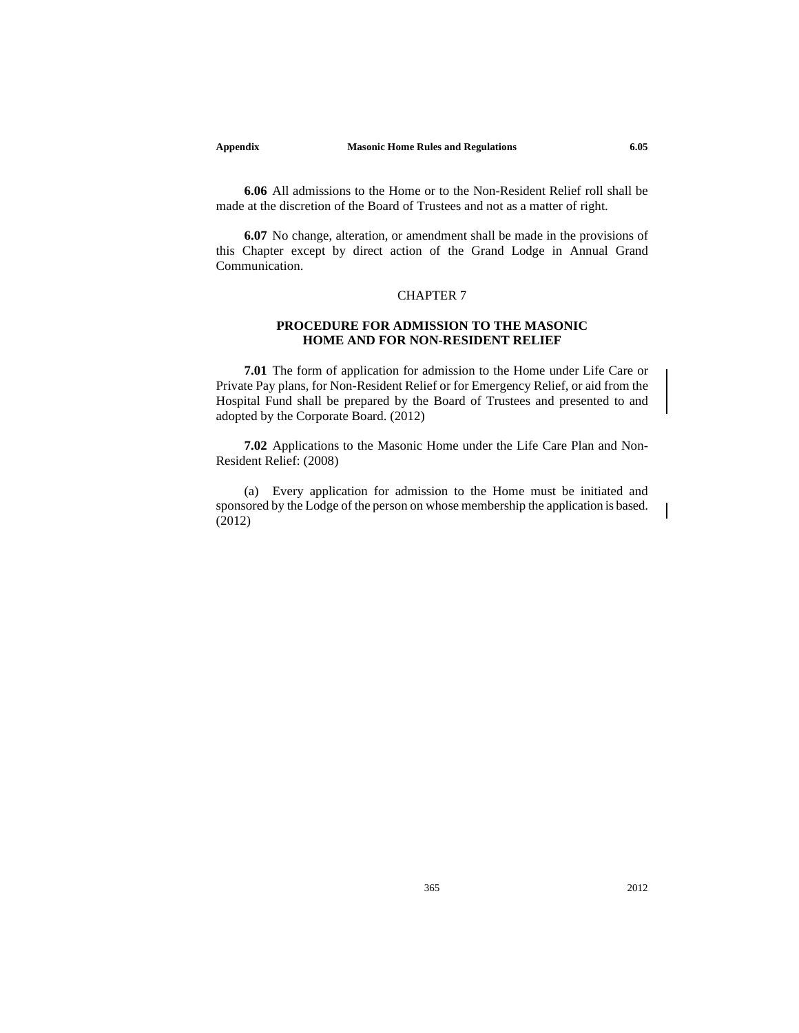**6.06** All admissions to the Home or to the Non-Resident Relief roll shall be made at the discretion of the Board of Trustees and not as a matter of right.

**6.07** No change, alteration, or amendment shall be made in the provisions of this Chapter except by direct action of the Grand Lodge in Annual Grand Communication.

## CHAPTER 7

### PROCEDURE FOR ADMISSION TO THE MASONIC HOME AND FOR NON-RESIDENT RELIEF

**7.01** The form of application for admission to the Home under Life Care or Private Pay plans, for Non-Resident Relief or for Emergency Relief, or aid from the Hospital Fund shall be prepared by the Board of Trustees and presented to and adopted by the Corporate Board. (2012)

**7.02** Applications to the Masonic Home under the Life Care Plan and Non-Resident Relief: (2008)

(a) Every application for admission to the Home must be initiated and sponsored by the Lodge of the person on whose membership the application is based. (2012)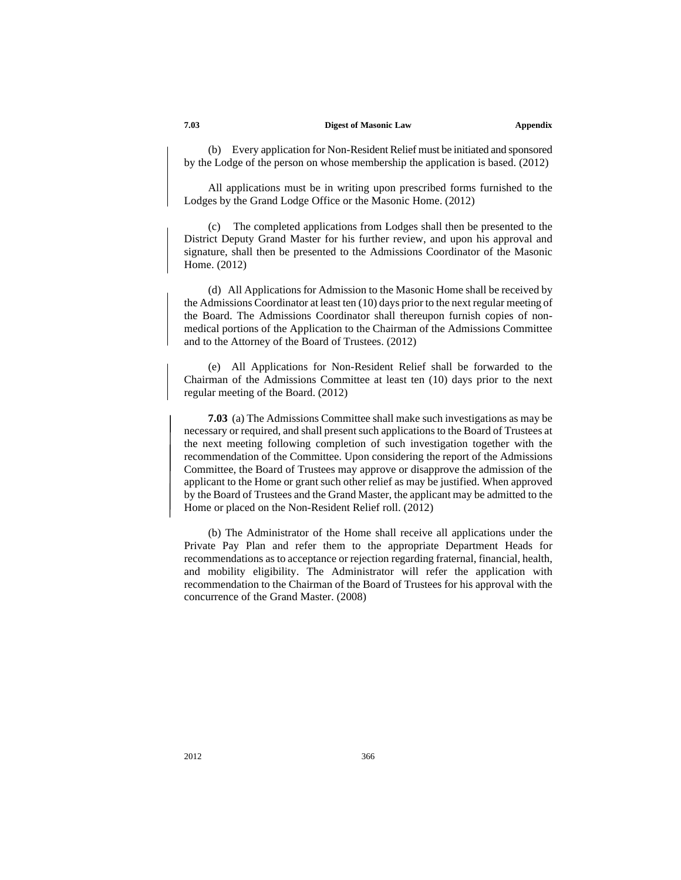(b) Every application for Non-Resident Relief must be initiated and sponsored by the Lodge of the person on whose membership the application is based. (2012)

All applications must be in writing upon prescribed forms furnished to the Lodges by the Grand Lodge Office or the Masonic Home. (2012)

(c) The completed applications from Lodges shall then be presented to the District Deputy Grand Master for his further review, and upon his approval and signature, shall then be presented to the Admissions Coordinator of the Masonic Home. (2012)

(d) All Applications for Admission to the Masonic Home shall be received by the Admissions Coordinator at least ten (10) days prior to the next regular meeting of the Board. The Admissions Coordinator shall thereupon furnish copies of non-medical portions of the Application to the Chairman of the Admissions Committee and to the Attorney of the Board of Trustees. (2012)

(e) All Applications for Non-Resident Relief shall be forwarded to the Chairman of the Admissions Committee at least ten (10) days prior to the next regular meeting of the Board. (2012)

**7.03** (a) The Admissions Committee shall make such investigations as may be necessary or required, and shall present such applications to the Board of Trustees at the next meeting following completion of such investigation together with the recommendation of the Committee. Upon considering the report of the Admissions Committee, the Board of Trustees may approve or disapprove the admission of the applicant to the Home or grant such other relief as may be justified. When approved by the Board of Trustees and the Grand Master, the applicant may be admitted to the Home or placed on the Non-Resident Relief roll. (2012)

(b) The Administrator of the Home shall receive all applications under the Private Pay Plan and refer them to the appropriate Department Heads for recommendations as to acceptance or rejection regarding fraternal, financial, health, and mobility eligibility. The Administrator will refer the application with recommendation to the Chairman of the Board of Trustees for his approval with the concurrence of the Grand Master. (2008)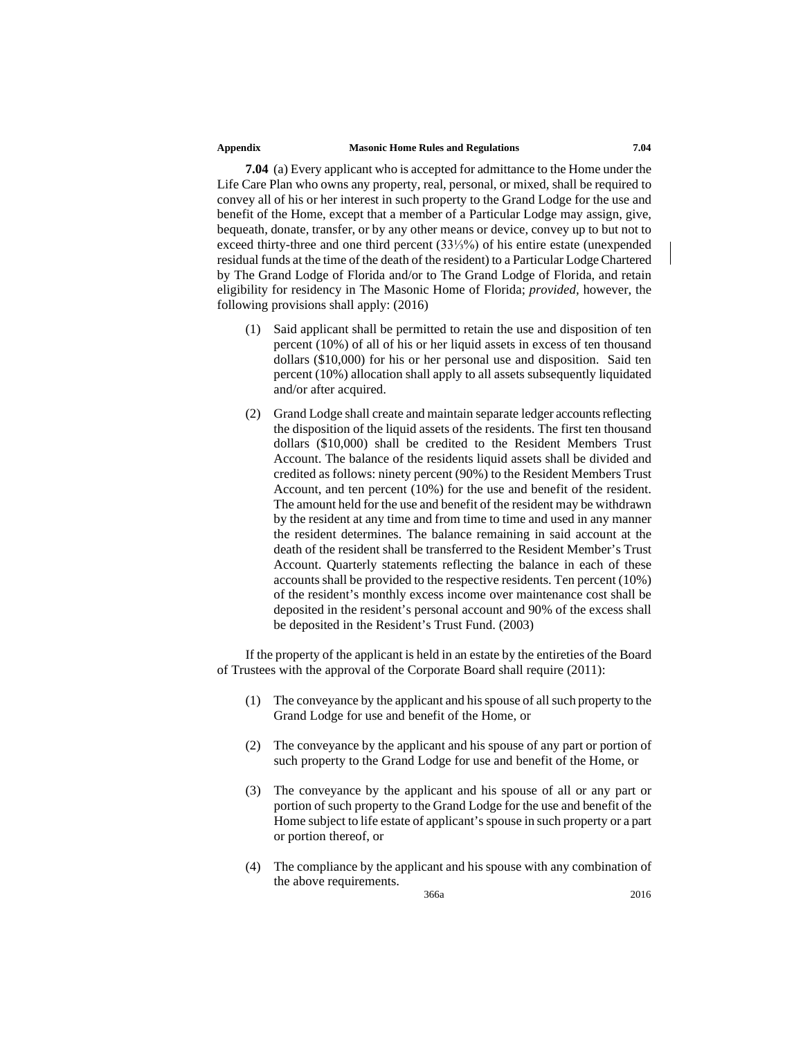**7.04** (a) Every applicant who is accepted for admittance to the Home under the Life Care Plan who owns any property, real, personal, or mixed, shall be required to convey all of his or her interest in such property to the Grand Lodge for the use and benefit of the Home, except that a member of a Particular Lodge may assign, give, bequeath, donate, transfer, or by any other means or device, convey up to but not to exceed thirty-three and one third percent (33⅓%) of his entire estate (unexpended residual funds at the time of the death of the resident) to a Particular Lodge Chartered by The Grand Lodge of Florida and/or to The Grand Lodge of Florida, and retain eligibility for residency in The Masonic Home of Florida; *provided,* however, the following provisions shall apply: (2016)

(1) Said applicant shall be permitted to retain the use and disposition of ten percent (10%) of all of his or her liquid assets in excess of ten thousand dollars ($10,000) for his or her personal use and disposition. Said ten percent (10%) allocation shall apply to all assets subsequently liquidated and/or after acquired.

(2) Grand Lodge shall create and maintain separate ledger accounts reflecting the disposition of the liquid assets of the residents. The first ten thousand dollars ($10,000) shall be credited to the Resident Members Trust Account. The balance of the residents liquid assets shall be divided and credited as follows: ninety percent (90%) to the Resident Members Trust Account, and ten percent (10%) for the use and benefit of the resident. The amount held for the use and benefit of the resident may be withdrawn by the resident at any time and from time to time and used in any manner the resident determines. The balance remaining in said account at the death of the resident shall be transferred to the Resident Member's Trust Account. Quarterly statements reflecting the balance in each of these accounts shall be provided to the respective residents. Ten percent (10%) of the resident's monthly excess income over maintenance cost shall be deposited in the resident's personal account and 90% of the excess shall be deposited in the Resident's Trust Fund. (2003)

If the property of the applicant is held in an estate by the entireties of the Board of Trustees with the approval of the Corporate Board shall require (2011):

(1) The conveyance by the applicant and his spouse of all such property to the Grand Lodge for use and benefit of the Home, or

(2) The conveyance by the applicant and his spouse of any part or portion of such property to the Grand Lodge for use and benefit of the Home, or

(3) The conveyance by the applicant and his spouse of all or any part or portion of such property to the Grand Lodge for the use and benefit of the Home subject to life estate of applicant's spouse in such property or a part or portion thereof, or

(4) The compliance by the applicant and his spouse with any combination of the above requirements.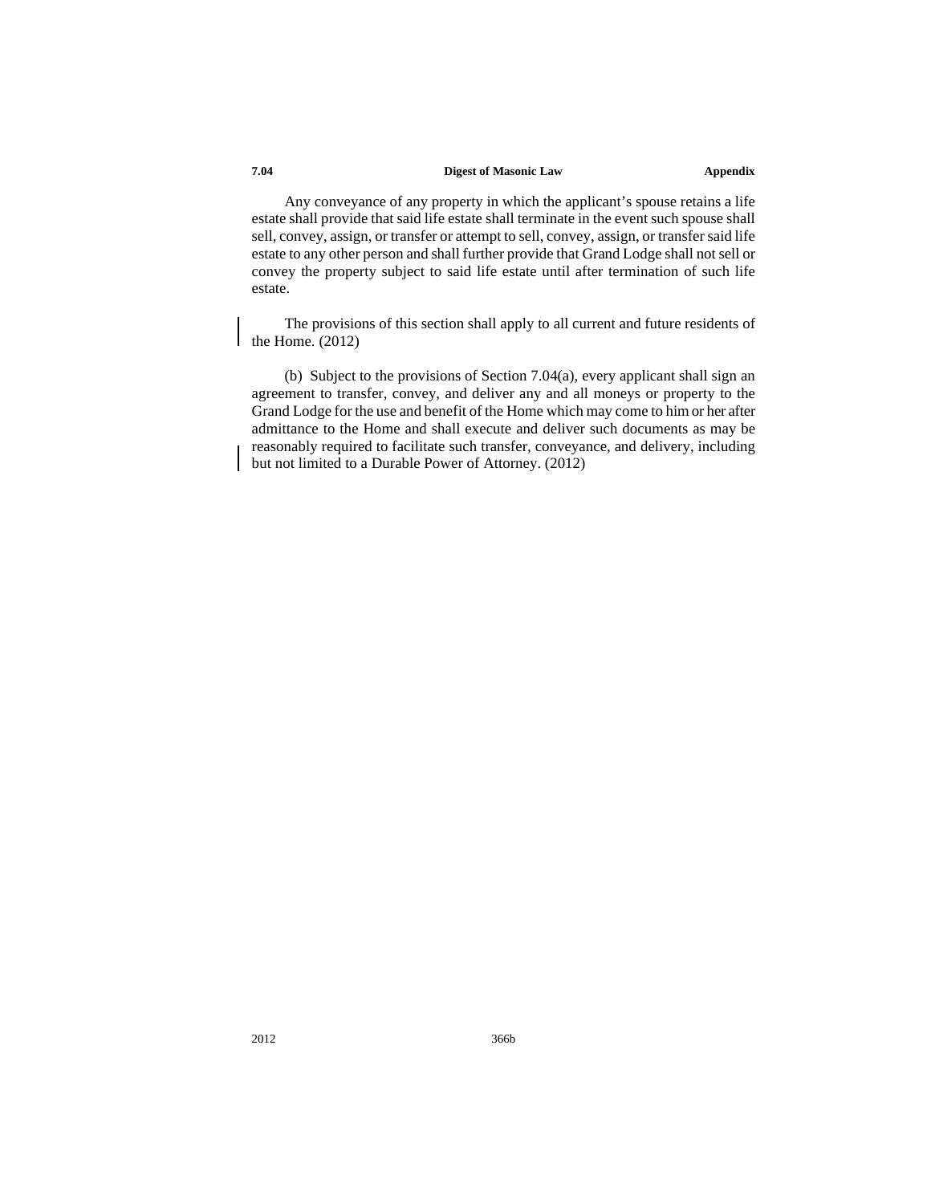Any conveyance of any property in which the applicant's spouse retains a life estate shall provide that said life estate shall terminate in the event such spouse shall sell, convey, assign, or transfer or attempt to sell, convey, assign, or transfer said life estate to any other person and shall further provide that Grand Lodge shall not sell or convey the property subject to said life estate until after termination of such life estate.

The provisions of this section shall apply to all current and future residents of the Home. (2012)

(b) Subject to the provisions of Section 7.04(a), every applicant shall sign an agreement to transfer, convey, and deliver any and all moneys or property to the Grand Lodge for the use and benefit of the Home which may come to him or her after admittance to the Home and shall execute and deliver such documents as may be reasonably required to facilitate such transfer, conveyance, and delivery, including but not limited to a Durable Power of Attorney. (2012)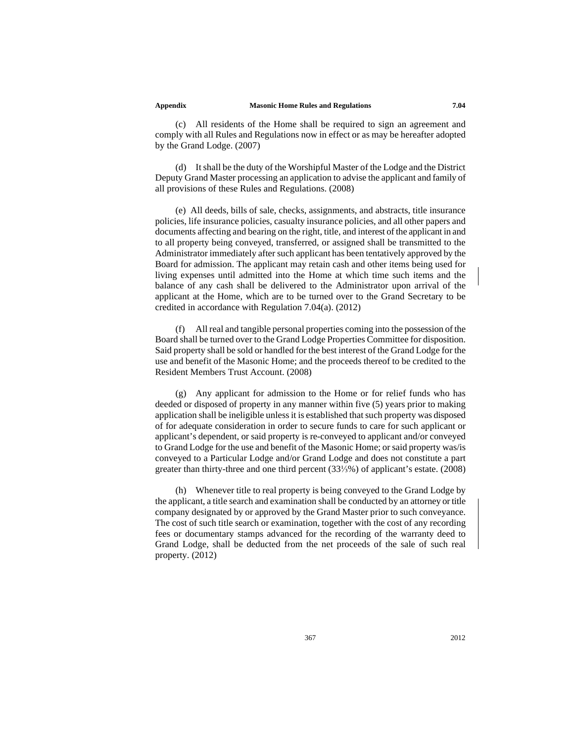(c) All residents of the Home shall be required to sign an agreement and comply with all Rules and Regulations now in effect or as may be hereafter adopted by the Grand Lodge. (2007)

(d) It shall be the duty of the Worshipful Master of the Lodge and the District Deputy Grand Master processing an application to advise the applicant and family of all provisions of these Rules and Regulations. (2008)

(e) All deeds, bills of sale, checks, assignments, and abstracts, title insurance policies, life insurance policies, casualty insurance policies, and all other papers and documents affecting and bearing on the right, title, and interest of the applicant in and to all property being conveyed, transferred, or assigned shall be transmitted to the Administrator immediately after such applicant has been tentatively approved by the Board for admission. The applicant may retain cash and other items being used for living expenses until admitted into the Home at which time such items and the balance of any cash shall be delivered to the Administrator upon arrival of the applicant at the Home, which are to be turned over to the Grand Secretary to be credited in accordance with Regulation 7.04(a). (2012)

(f) All real and tangible personal properties coming into the possession of the Board shall be turned over to the Grand Lodge Properties Committee for disposition. Said property shall be sold or handled for the best interest of the Grand Lodge for the use and benefit of the Masonic Home; and the proceeds thereof to be credited to the Resident Members Trust Account. (2008)

(g) Any applicant for admission to the Home or for relief funds who has deeded or disposed of property in any manner within five (5) years prior to making application shall be ineligible unless it is established that such property was disposed of for adequate consideration in order to secure funds to care for such applicant or applicant's dependent, or said property is re-conveyed to applicant and/or conveyed to Grand Lodge for the use and benefit of the Masonic Home; or said property was/is conveyed to a Particular Lodge and/or Grand Lodge and does not constitute a part greater than thirty-three and one third percent (33⅓%) of applicant's estate. (2008)

(h) Whenever title to real property is being conveyed to the Grand Lodge by the applicant, a title search and examination shall be conducted by an attorney or title company designated by or approved by the Grand Master prior to such conveyance. The cost of such title search or examination, together with the cost of any recording fees or documentary stamps advanced for the recording of the warranty deed to Grand Lodge, shall be deducted from the net proceeds of the sale of such real property. (2012)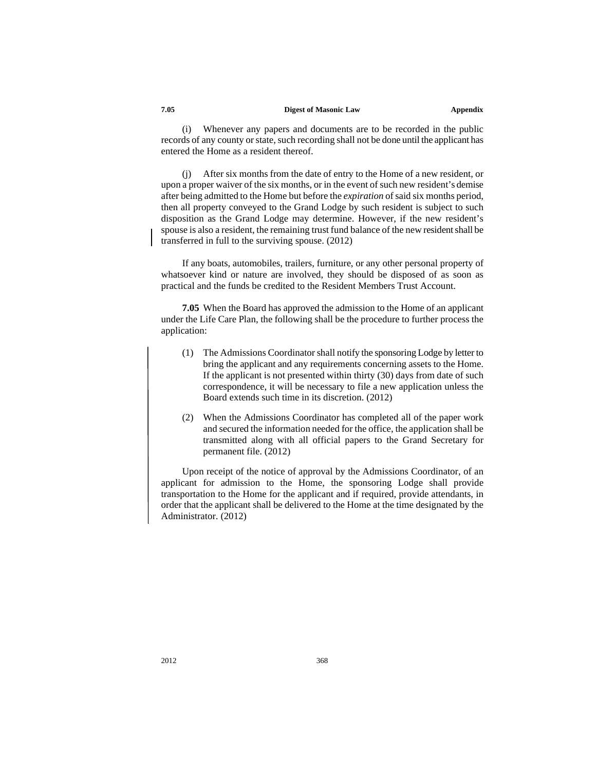(i) Whenever any papers and documents are to be recorded in the public records of any county or state, such recording shall not be done until the applicant has entered the Home as a resident thereof.

(j) After six months from the date of entry to the Home of a new resident, or upon a proper waiver of the six months, or in the event of such new resident's demise after being admitted to the Home but before the *expiration* of said six months period, then all property conveyed to the Grand Lodge by such resident is subject to such disposition as the Grand Lodge may determine. However, if the new resident's spouse is also a resident, the remaining trust fund balance of the new resident shall be transferred in full to the surviving spouse. (2012)

If any boats, automobiles, trailers, furniture, or any other personal property of whatsoever kind or nature are involved, they should be disposed of as soon as practical and the funds be credited to the Resident Members Trust Account.

**7.05** When the Board has approved the admission to the Home of an applicant under the Life Care Plan, the following shall be the procedure to further process the application:

(1) The Admissions Coordinator shall notify the sponsoring Lodge by letter to bring the applicant and any requirements concerning assets to the Home. If the applicant is not presented within thirty (30) days from date of such correspondence, it will be necessary to file a new application unless the Board extends such time in its discretion. (2012)

(2) When the Admissions Coordinator has completed all of the paper work and secured the information needed for the office, the application shall be transmitted along with all official papers to the Grand Secretary for permanent file. (2012)

Upon receipt of the notice of approval by the Admissions Coordinator, of an applicant for admission to the Home, the sponsoring Lodge shall provide transportation to the Home for the applicant and if required, provide attendants, in order that the applicant shall be delivered to the Home at the time designated by the Administrator. (2012)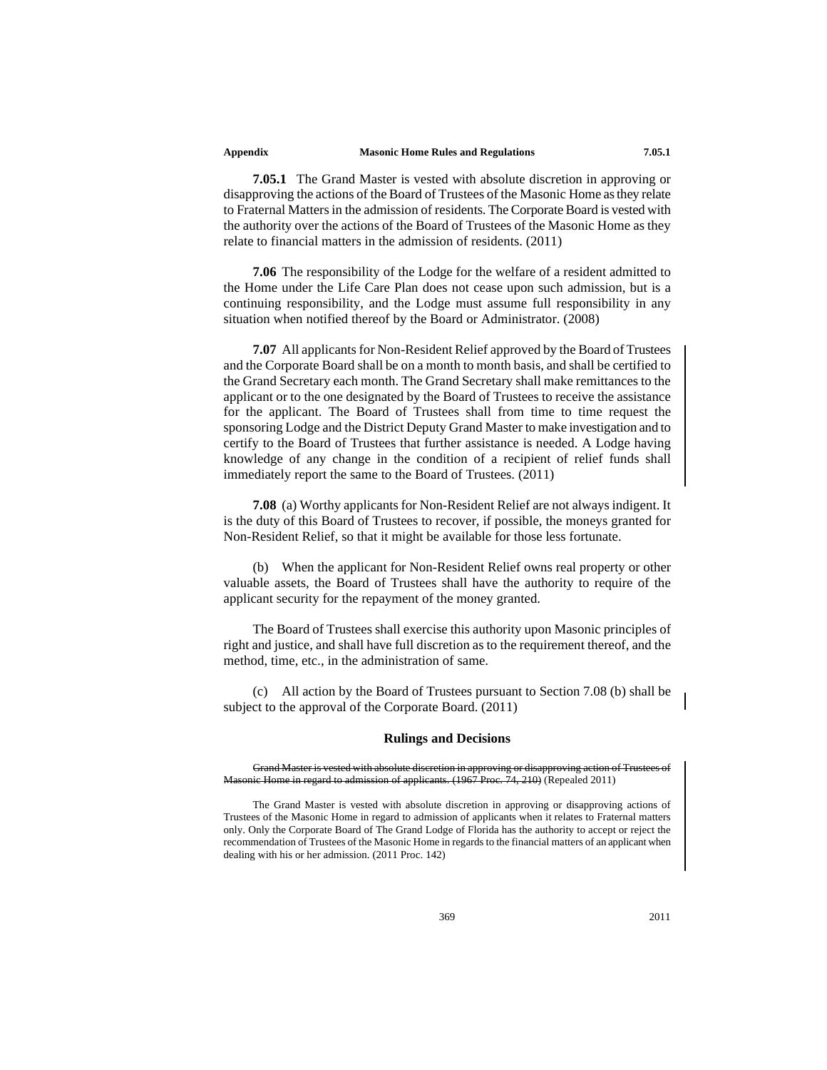**7.05.1** The Grand Master is vested with absolute discretion in approving or disapproving the actions of the Board of Trustees of the Masonic Home as they relate to Fraternal Matters in the admission of residents. The Corporate Board is vested with the authority over the actions of the Board of Trustees of the Masonic Home as they relate to financial matters in the admission of residents. (2011)

**7.06** The responsibility of the Lodge for the welfare of a resident admitted to the Home under the Life Care Plan does not cease upon such admission, but is a continuing responsibility, and the Lodge must assume full responsibility in any situation when notified thereof by the Board or Administrator. (2008)

**7.07** All applicants for Non-Resident Relief approved by the Board of Trustees and the Corporate Board shall be on a month to month basis, and shall be certified to the Grand Secretary each month. The Grand Secretary shall make remittances to the applicant or to the one designated by the Board of Trustees to receive the assistance for the applicant. The Board of Trustees shall from time to time request the sponsoring Lodge and the District Deputy Grand Master to make investigation and to certify to the Board of Trustees that further assistance is needed. A Lodge having knowledge of any change in the condition of a recipient of relief funds shall immediately report the same to the Board of Trustees. (2011)

**7.08** (a) Worthy applicants for Non-Resident Relief are not always indigent. It is the duty of this Board of Trustees to recover, if possible, the moneys granted for Non-Resident Relief, so that it might be available for those less fortunate.

(b) When the applicant for Non-Resident Relief owns real property or other valuable assets, the Board of Trustees shall have the authority to require of the applicant security for the repayment of the money granted.

The Board of Trustees shall exercise this authority upon Masonic principles of right and justice, and shall have full discretion as to the requirement thereof, and the method, time, etc., in the administration of same.

(c) All action by the Board of Trustees pursuant to Section 7.08 (b) shall be subject to the approval of the Corporate Board. (2011)

### Rulings and Decisions

~~Grand Master is vested with absolute discretion in approving or disapproving action of Trustees of Masonic Home in regard to admission of applicants. (1967 Proc. 74, 210)~~ (Repealed 2011)

The Grand Master is vested with absolute discretion in approving or disapproving actions of Trustees of the Masonic Home in regard to admission of applicants when it relates to Fraternal matters only. Only the Corporate Board of The Grand Lodge of Florida has the authority to accept or reject the recommendation of Trustees of the Masonic Home in regards to the financial matters of an applicant when dealing with his or her admission. (2011 Proc. 142)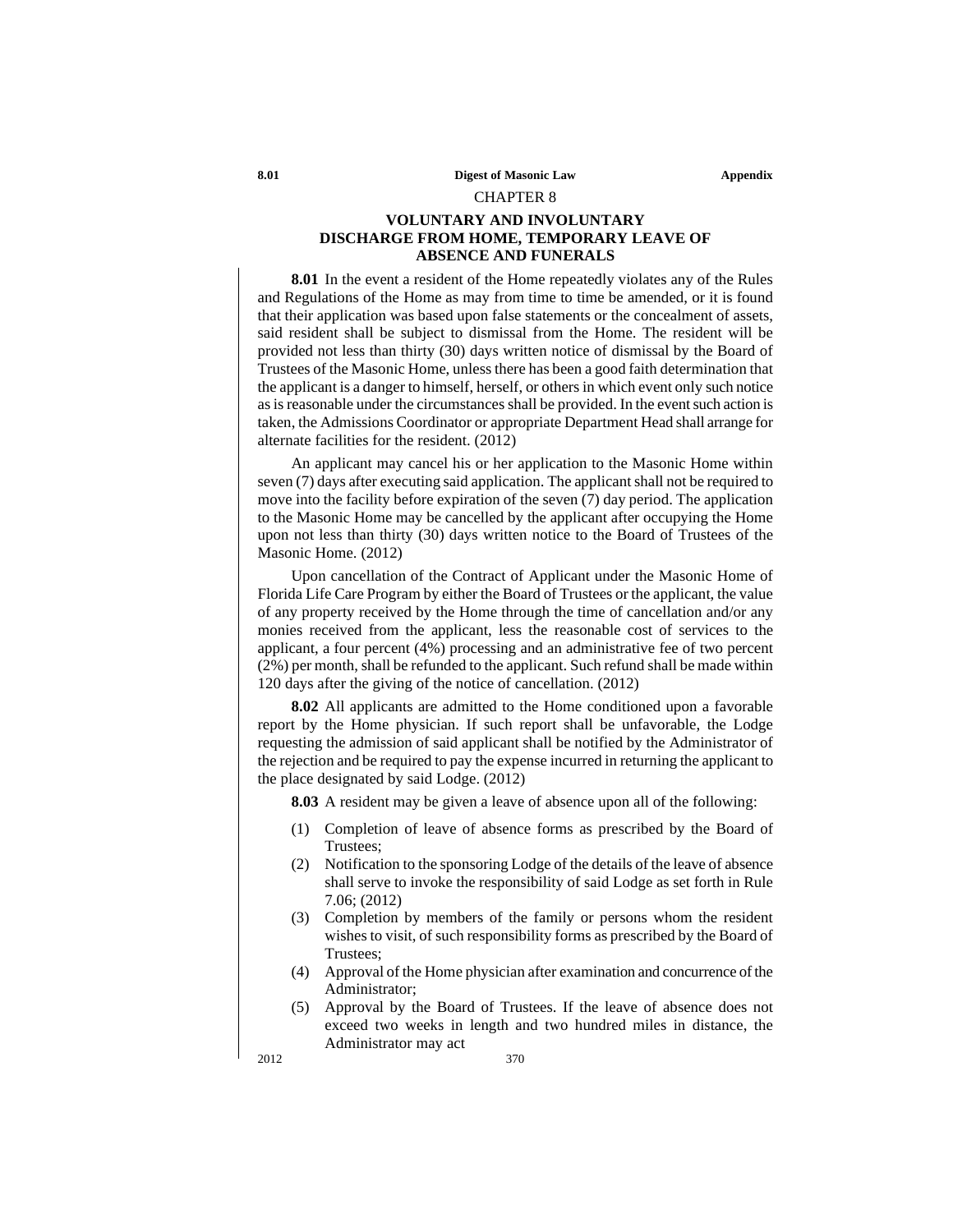## CHAPTER 8

### VOLUNTARY AND INVOLUNTARY DISCHARGE FROM HOME, TEMPORARY LEAVE OF ABSENCE AND FUNERALS

**8.01** In the event a resident of the Home repeatedly violates any of the Rules and Regulations of the Home as may from time to time be amended, or it is found that their application was based upon false statements or the concealment of assets, said resident shall be subject to dismissal from the Home. The resident will be provided not less than thirty (30) days written notice of dismissal by the Board of Trustees of the Masonic Home, unless there has been a good faith determination that the applicant is a danger to himself, herself, or others in which event only such notice as is reasonable under the circumstances shall be provided. In the event such action is taken, the Admissions Coordinator or appropriate Department Head shall arrange for alternate facilities for the resident. (2012)

An applicant may cancel his or her application to the Masonic Home within seven (7) days after executing said application. The applicant shall not be required to move into the facility before expiration of the seven (7) day period. The application to the Masonic Home may be cancelled by the applicant after occupying the Home upon not less than thirty (30) days written notice to the Board of Trustees of the Masonic Home. (2012)

Upon cancellation of the Contract of Applicant under the Masonic Home of Florida Life Care Program by either the Board of Trustees or the applicant, the value of any property received by the Home through the time of cancellation and/or any monies received from the applicant, less the reasonable cost of services to the applicant, a four percent (4%) processing and an administrative fee of two percent (2%) per month, shall be refunded to the applicant. Such refund shall be made within 120 days after the giving of the notice of cancellation. (2012)

**8.02** All applicants are admitted to the Home conditioned upon a favorable report by the Home physician. If such report shall be unfavorable, the Lodge requesting the admission of said applicant shall be notified by the Administrator of the rejection and be required to pay the expense incurred in returning the applicant to the place designated by said Lodge. (2012)

**8.03** A resident may be given a leave of absence upon all of the following:

(1) Completion of leave of absence forms as prescribed by the Board of Trustees;

(2) Notification to the sponsoring Lodge of the details of the leave of absence shall serve to invoke the responsibility of said Lodge as set forth in Rule 7.06; (2012)

(3) Completion by members of the family or persons whom the resident wishes to visit, of such responsibility forms as prescribed by the Board of Trustees;

(4) Approval of the Home physician after examination and concurrence of the Administrator;

(5) Approval by the Board of Trustees. If the leave of absence does not exceed two weeks in length and two hundred miles in distance, the Administrator may act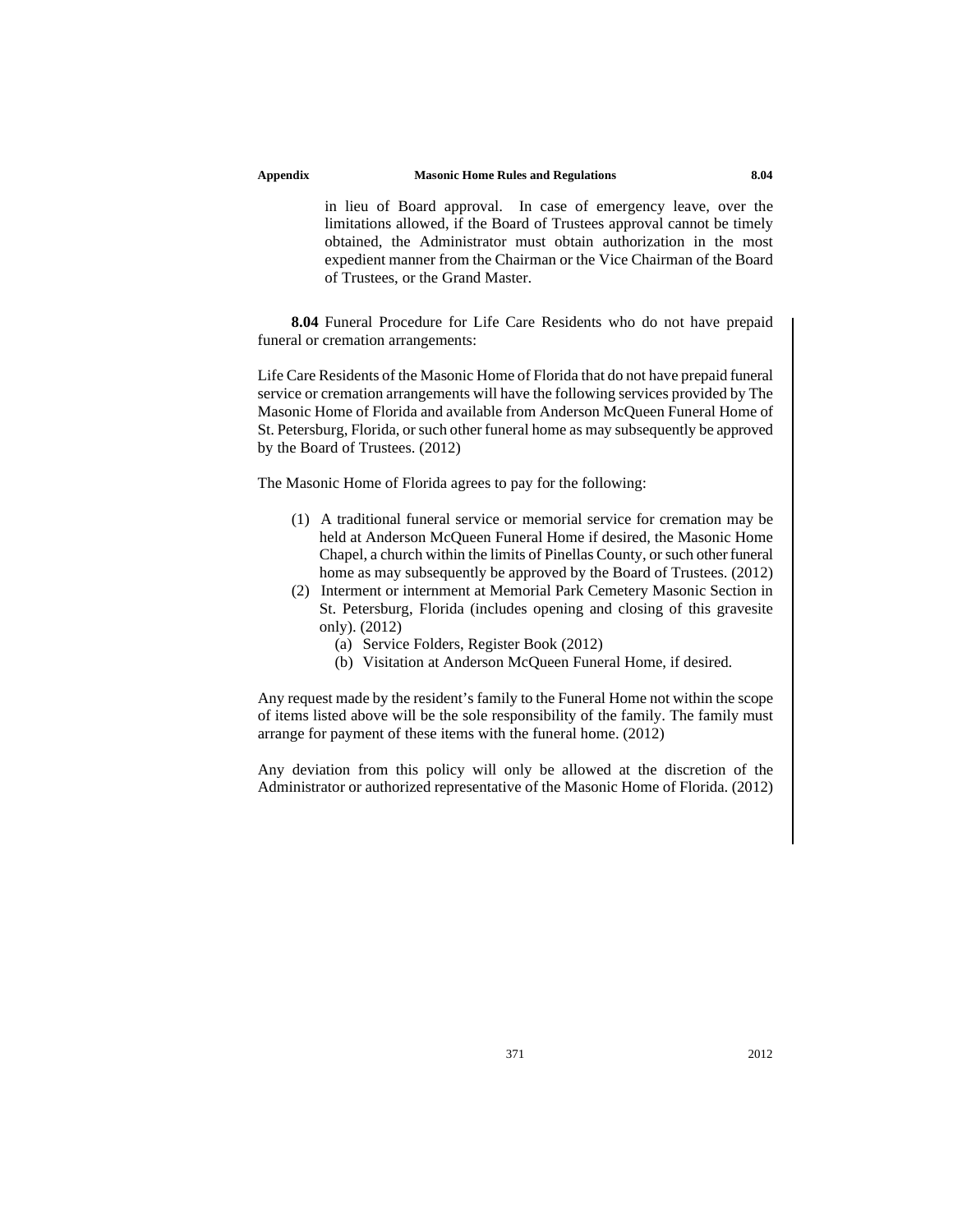in lieu of Board approval. In case of emergency leave, over the limitations allowed, if the Board of Trustees approval cannot be timely obtained, the Administrator must obtain authorization in the most expedient manner from the Chairman or the Vice Chairman of the Board of Trustees, or the Grand Master.

**8.04** Funeral Procedure for Life Care Residents who do not have prepaid funeral or cremation arrangements:

Life Care Residents of the Masonic Home of Florida that do not have prepaid funeral service or cremation arrangements will have the following services provided by The Masonic Home of Florida and available from Anderson McQueen Funeral Home of St. Petersburg, Florida, or such other funeral home as may subsequently be approved by the Board of Trustees. (2012)

The Masonic Home of Florida agrees to pay for the following:

(1) A traditional funeral service or memorial service for cremation may be held at Anderson McQueen Funeral Home if desired, the Masonic Home Chapel, a church within the limits of Pinellas County, or such other funeral home as may subsequently be approved by the Board of Trustees. (2012)

(2) Interment or internment at Memorial Park Cemetery Masonic Section in St. Petersburg, Florida (includes opening and closing of this gravesite only). (2012)

   (a) Service Folders, Register Book (2012)

   (b) Visitation at Anderson McQueen Funeral Home, if desired.

Any request made by the resident's family to the Funeral Home not within the scope of items listed above will be the sole responsibility of the family. The family must arrange for payment of these items with the funeral home. (2012)

Any deviation from this policy will only be allowed at the discretion of the Administrator or authorized representative of the Masonic Home of Florida. (2012)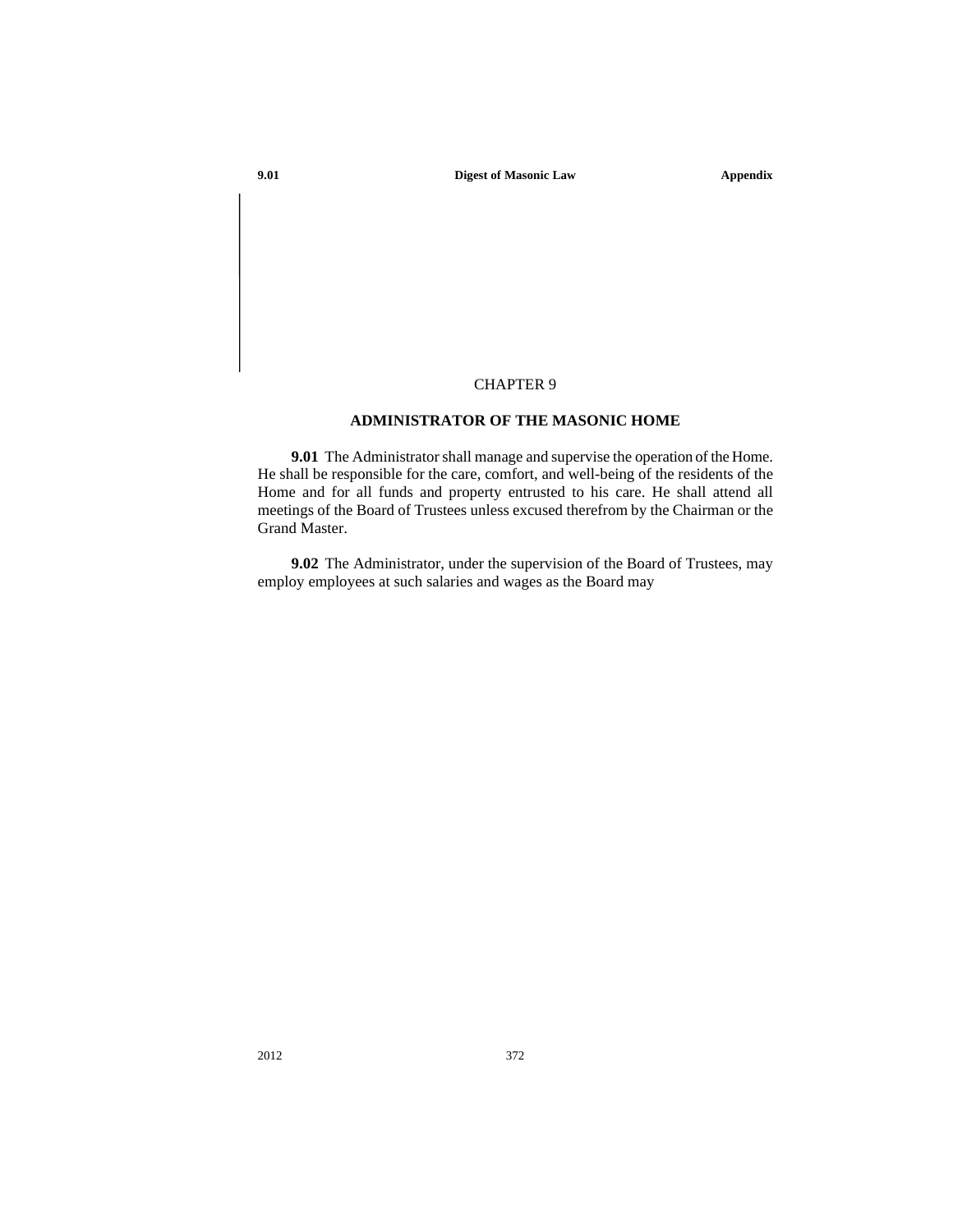# CHAPTER 9

## ADMINISTRATOR OF THE MASONIC HOME

**9.01** The Administrator shall manage and supervise the operation of the Home. He shall be responsible for the care, comfort, and well-being of the residents of the Home and for all funds and property entrusted to his care. He shall attend all meetings of the Board of Trustees unless excused therefrom by the Chairman or the Grand Master.

**9.02** The Administrator, under the supervision of the Board of Trustees, may employ employees at such salaries and wages as the Board may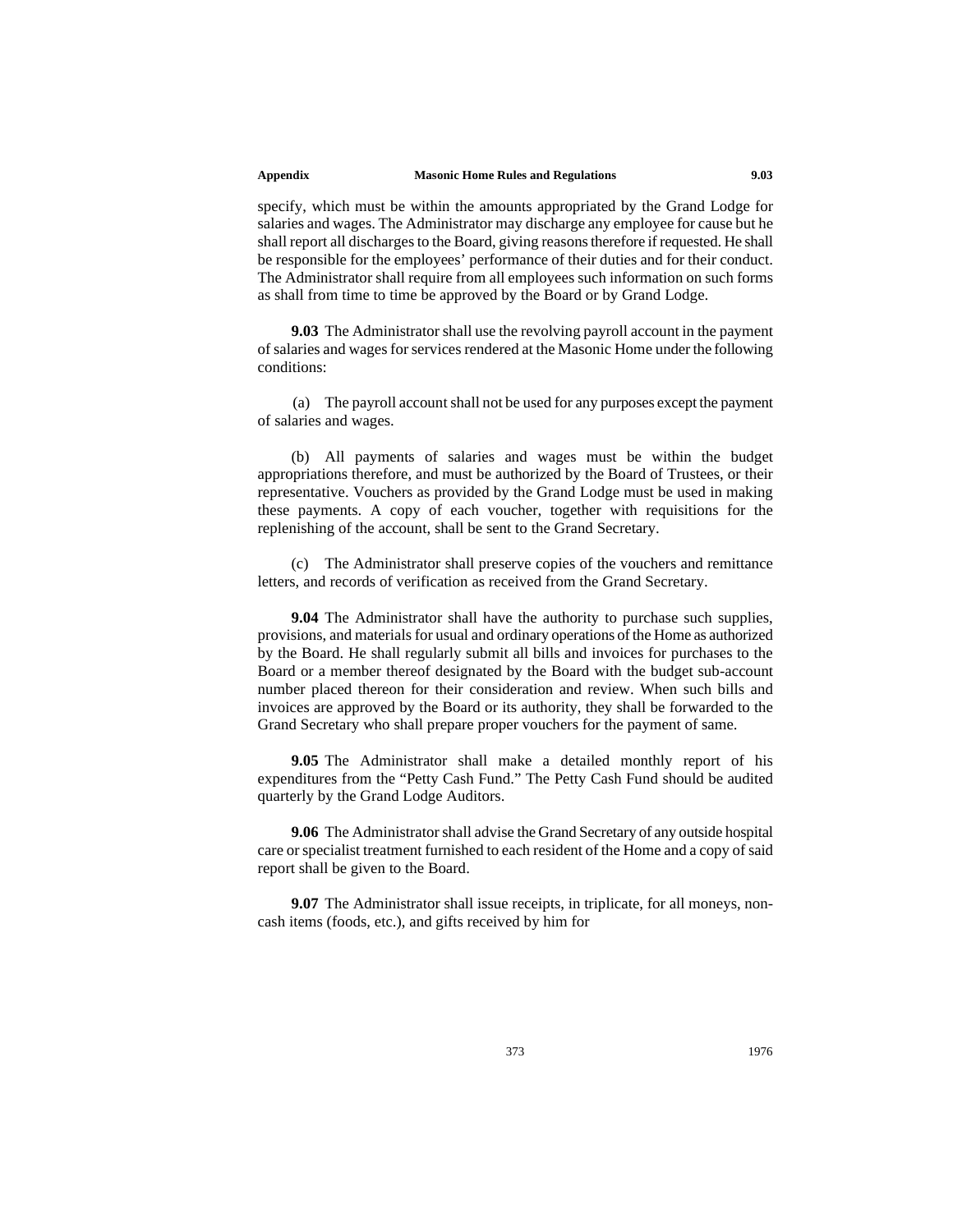specify, which must be within the amounts appropriated by the Grand Lodge for salaries and wages. The Administrator may discharge any employee for cause but he shall report all discharges to the Board, giving reasons therefore if requested. He shall be responsible for the employees' performance of their duties and for their conduct. The Administrator shall require from all employees such information on such forms as shall from time to time be approved by the Board or by Grand Lodge.

**9.03** The Administrator shall use the revolving payroll account in the payment of salaries and wages for services rendered at the Masonic Home under the following conditions:

(a) The payroll account shall not be used for any purposes except the payment of salaries and wages.

(b) All payments of salaries and wages must be within the budget appropriations therefore, and must be authorized by the Board of Trustees, or their representative. Vouchers as provided by the Grand Lodge must be used in making these payments. A copy of each voucher, together with requisitions for the replenishing of the account, shall be sent to the Grand Secretary.

(c) The Administrator shall preserve copies of the vouchers and remittance letters, and records of verification as received from the Grand Secretary.

**9.04** The Administrator shall have the authority to purchase such supplies, provisions, and materials for usual and ordinary operations of the Home as authorized by the Board. He shall regularly submit all bills and invoices for purchases to the Board or a member thereof designated by the Board with the budget sub-account number placed thereon for their consideration and review. When such bills and invoices are approved by the Board or its authority, they shall be forwarded to the Grand Secretary who shall prepare proper vouchers for the payment of same.

**9.05** The Administrator shall make a detailed monthly report of his expenditures from the "Petty Cash Fund." The Petty Cash Fund should be audited quarterly by the Grand Lodge Auditors.

**9.06** The Administrator shall advise the Grand Secretary of any outside hospital care or specialist treatment furnished to each resident of the Home and a copy of said report shall be given to the Board.

**9.07** The Administrator shall issue receipts, in triplicate, for all moneys, non-cash items (foods, etc.), and gifts received by him for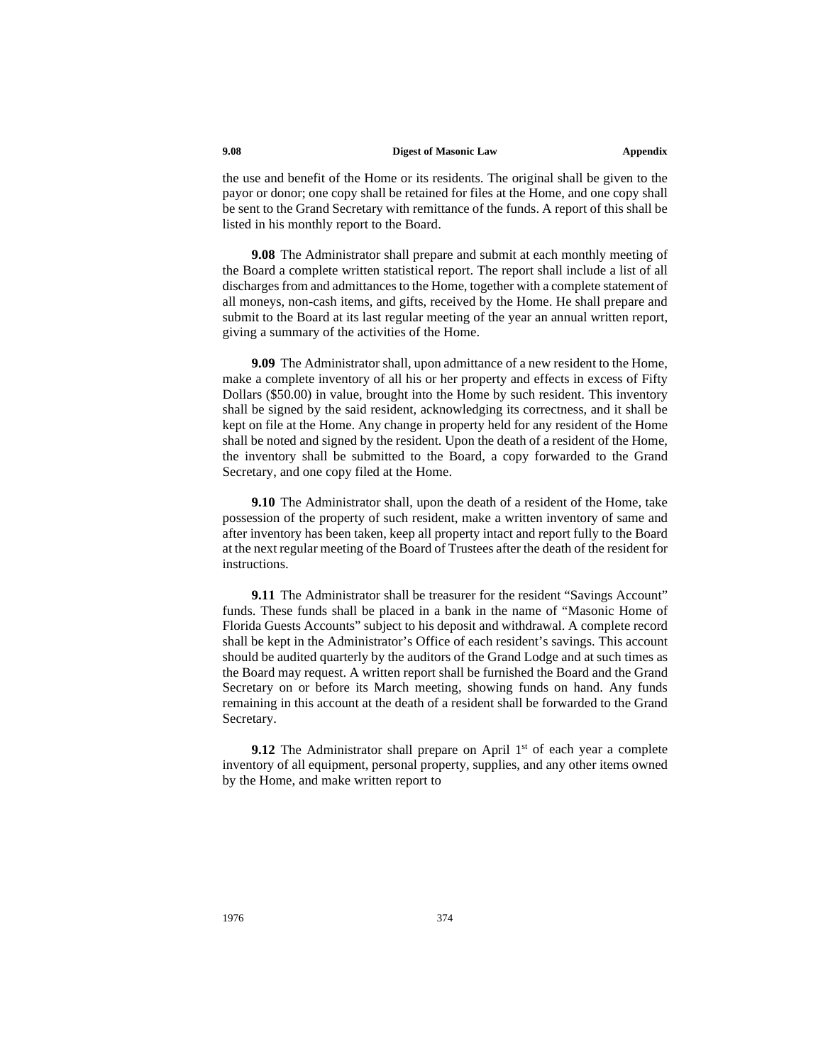the use and benefit of the Home or its residents. The original shall be given to the payor or donor; one copy shall be retained for files at the Home, and one copy shall be sent to the Grand Secretary with remittance of the funds. A report of this shall be listed in his monthly report to the Board.

**9.08** The Administrator shall prepare and submit at each monthly meeting of the Board a complete written statistical report. The report shall include a list of all discharges from and admittances to the Home, together with a complete statement of all moneys, non-cash items, and gifts, received by the Home. He shall prepare and submit to the Board at its last regular meeting of the year an annual written report, giving a summary of the activities of the Home.

**9.09** The Administrator shall, upon admittance of a new resident to the Home, make a complete inventory of all his or her property and effects in excess of Fifty Dollars ($50.00) in value, brought into the Home by such resident. This inventory shall be signed by the said resident, acknowledging its correctness, and it shall be kept on file at the Home. Any change in property held for any resident of the Home shall be noted and signed by the resident. Upon the death of a resident of the Home, the inventory shall be submitted to the Board, a copy forwarded to the Grand Secretary, and one copy filed at the Home.

**9.10** The Administrator shall, upon the death of a resident of the Home, take possession of the property of such resident, make a written inventory of same and after inventory has been taken, keep all property intact and report fully to the Board at the next regular meeting of the Board of Trustees after the death of the resident for instructions.

**9.11** The Administrator shall be treasurer for the resident "Savings Account" funds. These funds shall be placed in a bank in the name of "Masonic Home of Florida Guests Accounts" subject to his deposit and withdrawal. A complete record shall be kept in the Administrator's Office of each resident's savings. This account should be audited quarterly by the auditors of the Grand Lodge and at such times as the Board may request. A written report shall be furnished the Board and the Grand Secretary on or before its March meeting, showing funds on hand. Any funds remaining in this account at the death of a resident shall be forwarded to the Grand Secretary.

**9.12** The Administrator shall prepare on April 1st of each year a complete inventory of all equipment, personal property, supplies, and any other items owned by the Home, and make written report to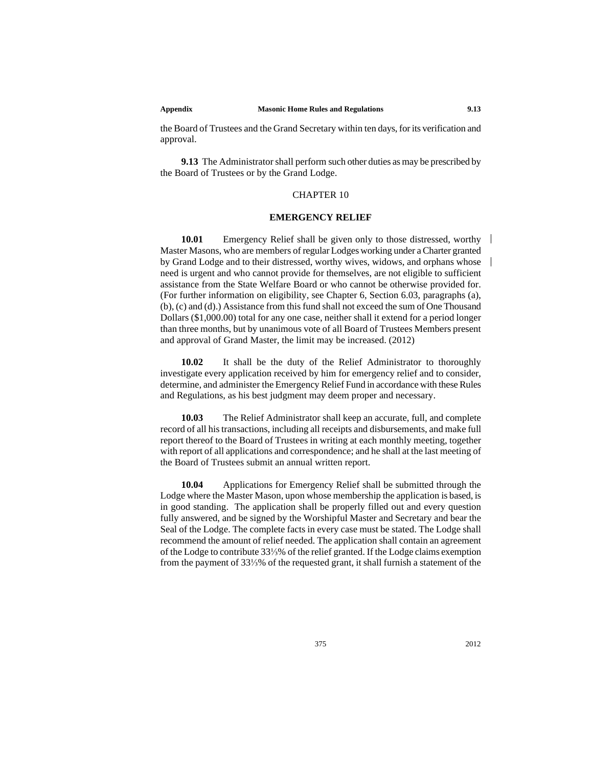the Board of Trustees and the Grand Secretary within ten days, for its verification and approval.

**9.13** The Administrator shall perform such other duties as may be prescribed by the Board of Trustees or by the Grand Lodge.

## CHAPTER 10

### EMERGENCY RELIEF

**10.01** Emergency Relief shall be given only to those distressed, worthy Master Masons, who are members of regular Lodges working under a Charter granted by Grand Lodge and to their distressed, worthy wives, widows, and orphans whose need is urgent and who cannot provide for themselves, are not eligible to sufficient assistance from the State Welfare Board or who cannot be otherwise provided for. (For further information on eligibility, see Chapter 6, Section 6.03, paragraphs (a), (b), (c) and (d).) Assistance from this fund shall not exceed the sum of One Thousand Dollars ($1,000.00) total for any one case, neither shall it extend for a period longer than three months, but by unanimous vote of all Board of Trustees Members present and approval of Grand Master, the limit may be increased. (2012)

**10.02** It shall be the duty of the Relief Administrator to thoroughly investigate every application received by him for emergency relief and to consider, determine, and administer the Emergency Relief Fund in accordance with these Rules and Regulations, as his best judgment may deem proper and necessary.

**10.03** The Relief Administrator shall keep an accurate, full, and complete record of all his transactions, including all receipts and disbursements, and make full report thereof to the Board of Trustees in writing at each monthly meeting, together with report of all applications and correspondence; and he shall at the last meeting of the Board of Trustees submit an annual written report.

**10.04** Applications for Emergency Relief shall be submitted through the Lodge where the Master Mason, upon whose membership the application is based, is in good standing. The application shall be properly filled out and every question fully answered, and be signed by the Worshipful Master and Secretary and bear the Seal of the Lodge. The complete facts in every case must be stated. The Lodge shall recommend the amount of relief needed. The application shall contain an agreement of the Lodge to contribute 33⅓% of the relief granted. If the Lodge claims exemption from the payment of 33⅓% of the requested grant, it shall furnish a statement of the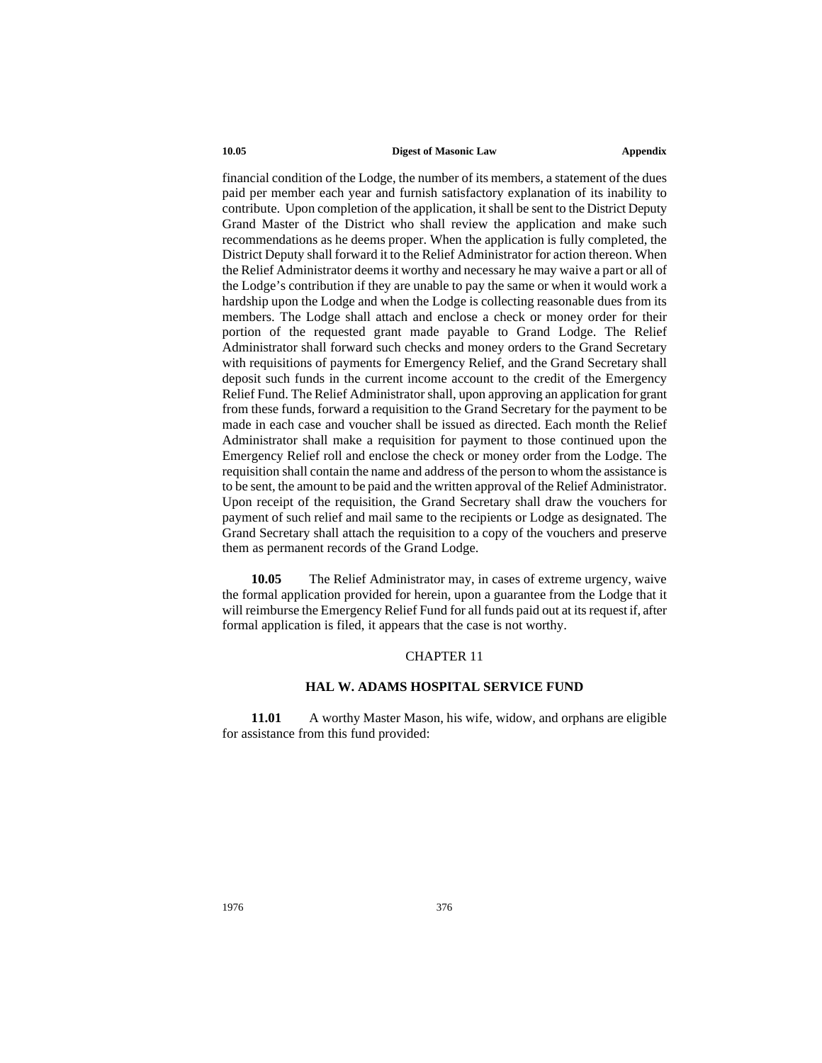financial condition of the Lodge, the number of its members, a statement of the dues paid per member each year and furnish satisfactory explanation of its inability to contribute. Upon completion of the application, it shall be sent to the District Deputy Grand Master of the District who shall review the application and make such recommendations as he deems proper. When the application is fully completed, the District Deputy shall forward it to the Relief Administrator for action thereon. When the Relief Administrator deems it worthy and necessary he may waive a part or all of the Lodge's contribution if they are unable to pay the same or when it would work a hardship upon the Lodge and when the Lodge is collecting reasonable dues from its members. The Lodge shall attach and enclose a check or money order for their portion of the requested grant made payable to Grand Lodge. The Relief Administrator shall forward such checks and money orders to the Grand Secretary with requisitions of payments for Emergency Relief, and the Grand Secretary shall deposit such funds in the current income account to the credit of the Emergency Relief Fund. The Relief Administrator shall, upon approving an application for grant from these funds, forward a requisition to the Grand Secretary for the payment to be made in each case and voucher shall be issued as directed. Each month the Relief Administrator shall make a requisition for payment to those continued upon the Emergency Relief roll and enclose the check or money order from the Lodge. The requisition shall contain the name and address of the person to whom the assistance is to be sent, the amount to be paid and the written approval of the Relief Administrator. Upon receipt of the requisition, the Grand Secretary shall draw the vouchers for payment of such relief and mail same to the recipients or Lodge as designated. The Grand Secretary shall attach the requisition to a copy of the vouchers and preserve them as permanent records of the Grand Lodge.

**10.05** The Relief Administrator may, in cases of extreme urgency, waive the formal application provided for herein, upon a guarantee from the Lodge that it will reimburse the Emergency Relief Fund for all funds paid out at its request if, after formal application is filed, it appears that the case is not worthy.

## CHAPTER 11

### HAL W. ADAMS HOSPITAL SERVICE FUND

**11.01** A worthy Master Mason, his wife, widow, and orphans are eligible for assistance from this fund provided: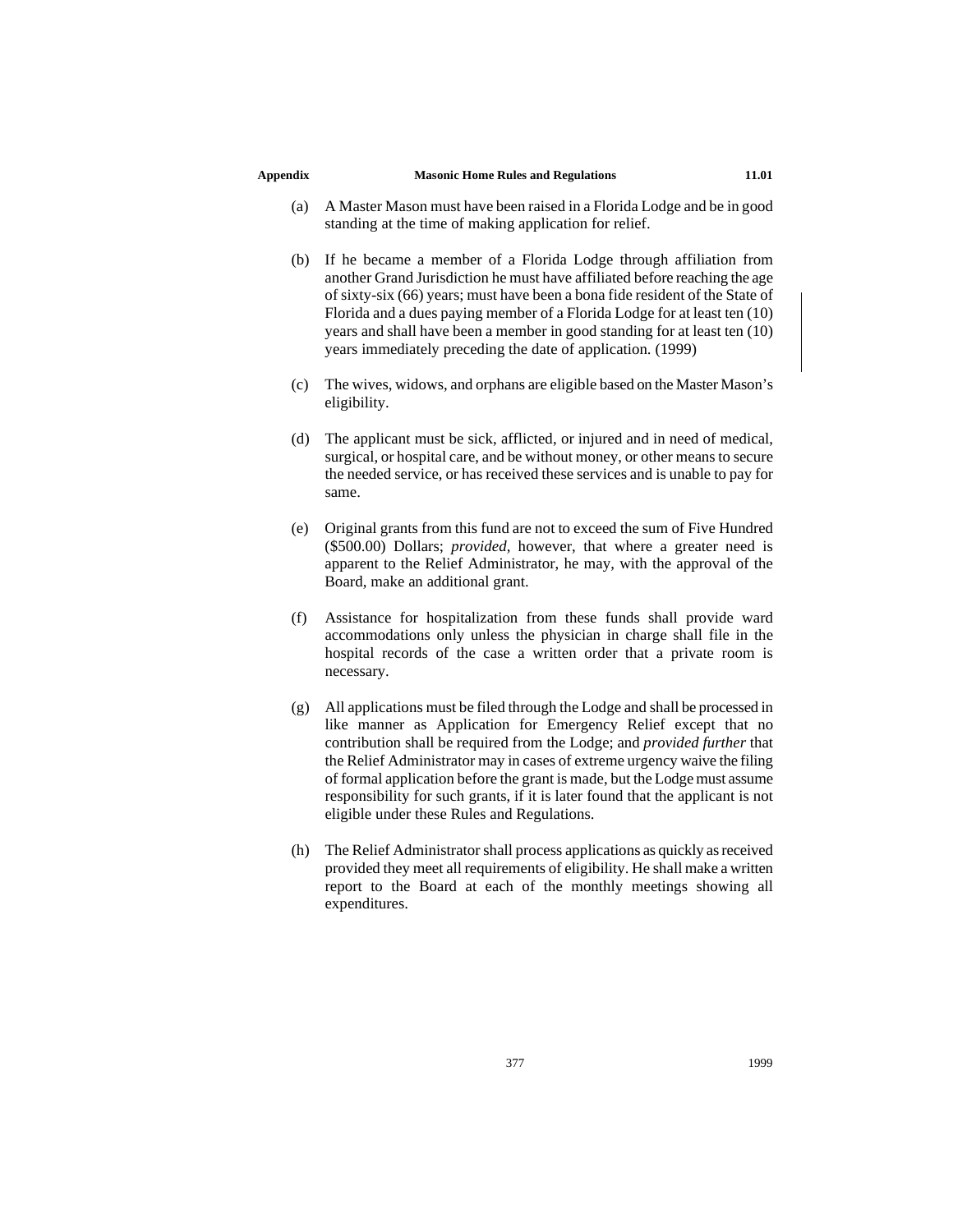(a) A Master Mason must have been raised in a Florida Lodge and be in good standing at the time of making application for relief.

(b) If he became a member of a Florida Lodge through affiliation from another Grand Jurisdiction he must have affiliated before reaching the age of sixty-six (66) years; must have been a bona fide resident of the State of Florida and a dues paying member of a Florida Lodge for at least ten (10) years and shall have been a member in good standing for at least ten (10) years immediately preceding the date of application. (1999)

(c) The wives, widows, and orphans are eligible based on the Master Mason's eligibility.

(d) The applicant must be sick, afflicted, or injured and in need of medical, surgical, or hospital care, and be without money, or other means to secure the needed service, or has received these services and is unable to pay for same.

(e) Original grants from this fund are not to exceed the sum of Five Hundred ($500.00) Dollars; *provided*, however, that where a greater need is apparent to the Relief Administrator, he may, with the approval of the Board, make an additional grant.

(f) Assistance for hospitalization from these funds shall provide ward accommodations only unless the physician in charge shall file in the hospital records of the case a written order that a private room is necessary.

(g) All applications must be filed through the Lodge and shall be processed in like manner as Application for Emergency Relief except that no contribution shall be required from the Lodge; and *provided further* that the Relief Administrator may in cases of extreme urgency waive the filing of formal application before the grant is made, but the Lodge must assume responsibility for such grants, if it is later found that the applicant is not eligible under these Rules and Regulations.

(h) The Relief Administrator shall process applications as quickly as received provided they meet all requirements of eligibility. He shall make a written report to the Board at each of the monthly meetings showing all expenditures.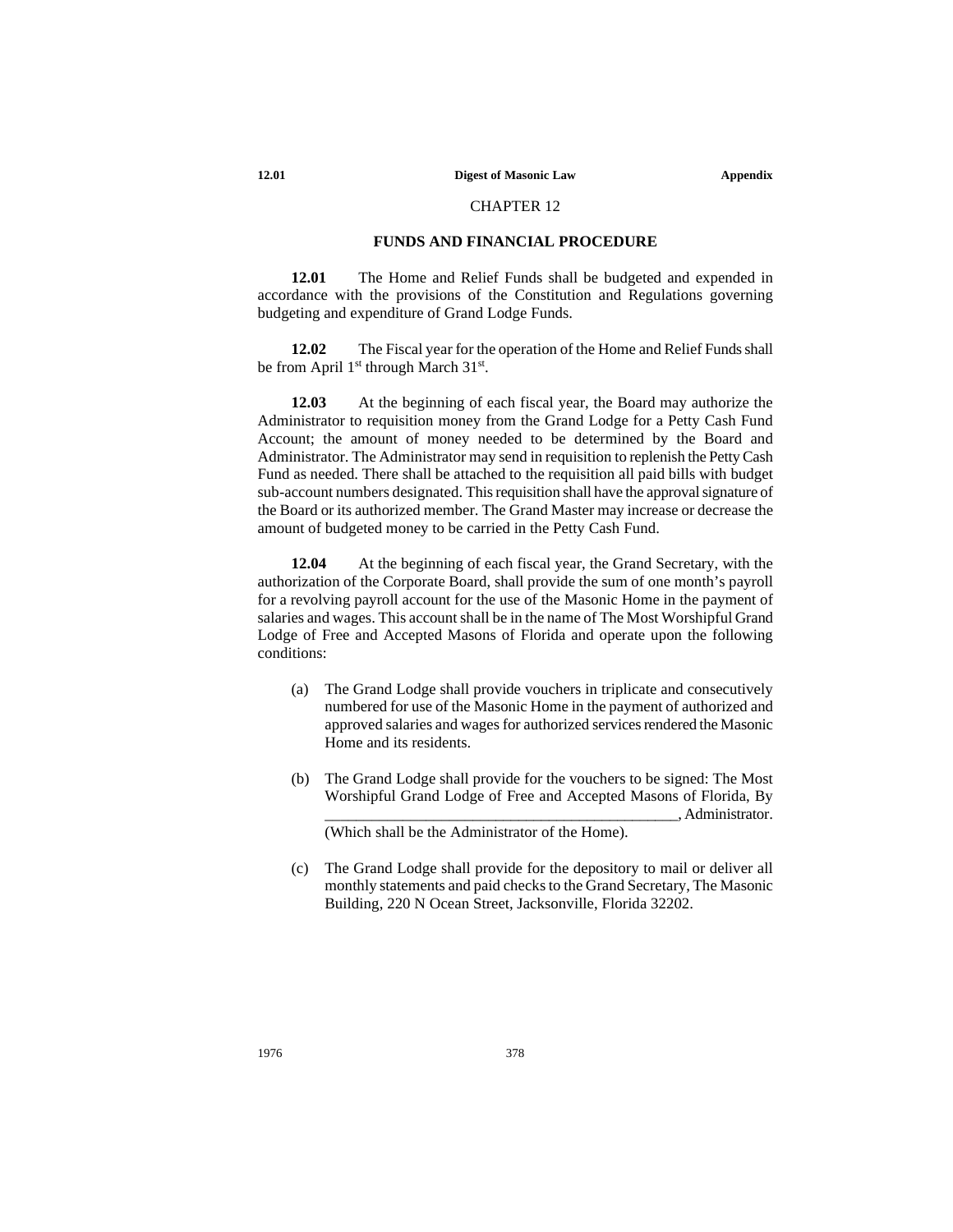## CHAPTER 12

### FUNDS AND FINANCIAL PROCEDURE

**12.01** The Home and Relief Funds shall be budgeted and expended in accordance with the provisions of the Constitution and Regulations governing budgeting and expenditure of Grand Lodge Funds.

**12.02** The Fiscal year for the operation of the Home and Relief Funds shall be from April 1st through March 31st.

**12.03** At the beginning of each fiscal year, the Board may authorize the Administrator to requisition money from the Grand Lodge for a Petty Cash Fund Account; the amount of money needed to be determined by the Board and Administrator. The Administrator may send in requisition to replenish the Petty Cash Fund as needed. There shall be attached to the requisition all paid bills with budget sub-account numbers designated. This requisition shall have the approval signature of the Board or its authorized member. The Grand Master may increase or decrease the amount of budgeted money to be carried in the Petty Cash Fund.

**12.04** At the beginning of each fiscal year, the Grand Secretary, with the authorization of the Corporate Board, shall provide the sum of one month's payroll for a revolving payroll account for the use of the Masonic Home in the payment of salaries and wages. This account shall be in the name of The Most Worshipful Grand Lodge of Free and Accepted Masons of Florida and operate upon the following conditions:

(a) The Grand Lodge shall provide vouchers in triplicate and consecutively numbered for use of the Masonic Home in the payment of authorized and approved salaries and wages for authorized services rendered the Masonic Home and its residents.

(b) The Grand Lodge shall provide for the vouchers to be signed: The Most Worshipful Grand Lodge of Free and Accepted Masons of Florida, By ______________________________________________, Administrator. (Which shall be the Administrator of the Home).

(c) The Grand Lodge shall provide for the depository to mail or deliver all monthly statements and paid checks to the Grand Secretary, The Masonic Building, 220 N Ocean Street, Jacksonville, Florida 32202.

1976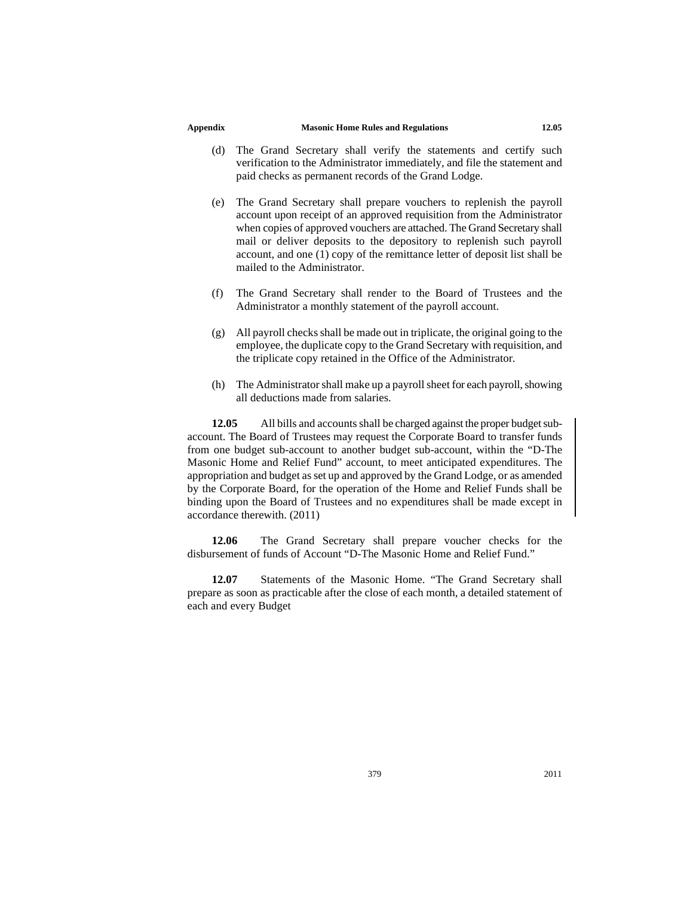(d) The Grand Secretary shall verify the statements and certify such verification to the Administrator immediately, and file the statement and paid checks as permanent records of the Grand Lodge.

(e) The Grand Secretary shall prepare vouchers to replenish the payroll account upon receipt of an approved requisition from the Administrator when copies of approved vouchers are attached. The Grand Secretary shall mail or deliver deposits to the depository to replenish such payroll account, and one (1) copy of the remittance letter of deposit list shall be mailed to the Administrator.

(f) The Grand Secretary shall render to the Board of Trustees and the Administrator a monthly statement of the payroll account.

(g) All payroll checks shall be made out in triplicate, the original going to the employee, the duplicate copy to the Grand Secretary with requisition, and the triplicate copy retained in the Office of the Administrator.

(h) The Administrator shall make up a payroll sheet for each payroll, showing all deductions made from salaries.

**12.05** All bills and accounts shall be charged against the proper budget sub-account. The Board of Trustees may request the Corporate Board to transfer funds from one budget sub-account to another budget sub-account, within the "D-The Masonic Home and Relief Fund" account, to meet anticipated expenditures. The appropriation and budget as set up and approved by the Grand Lodge, or as amended by the Corporate Board, for the operation of the Home and Relief Funds shall be binding upon the Board of Trustees and no expenditures shall be made except in accordance therewith. (2011)

**12.06** The Grand Secretary shall prepare voucher checks for the disbursement of funds of Account "D-The Masonic Home and Relief Fund."

**12.07** Statements of the Masonic Home. "The Grand Secretary shall prepare as soon as practicable after the close of each month, a detailed statement of each and every Budget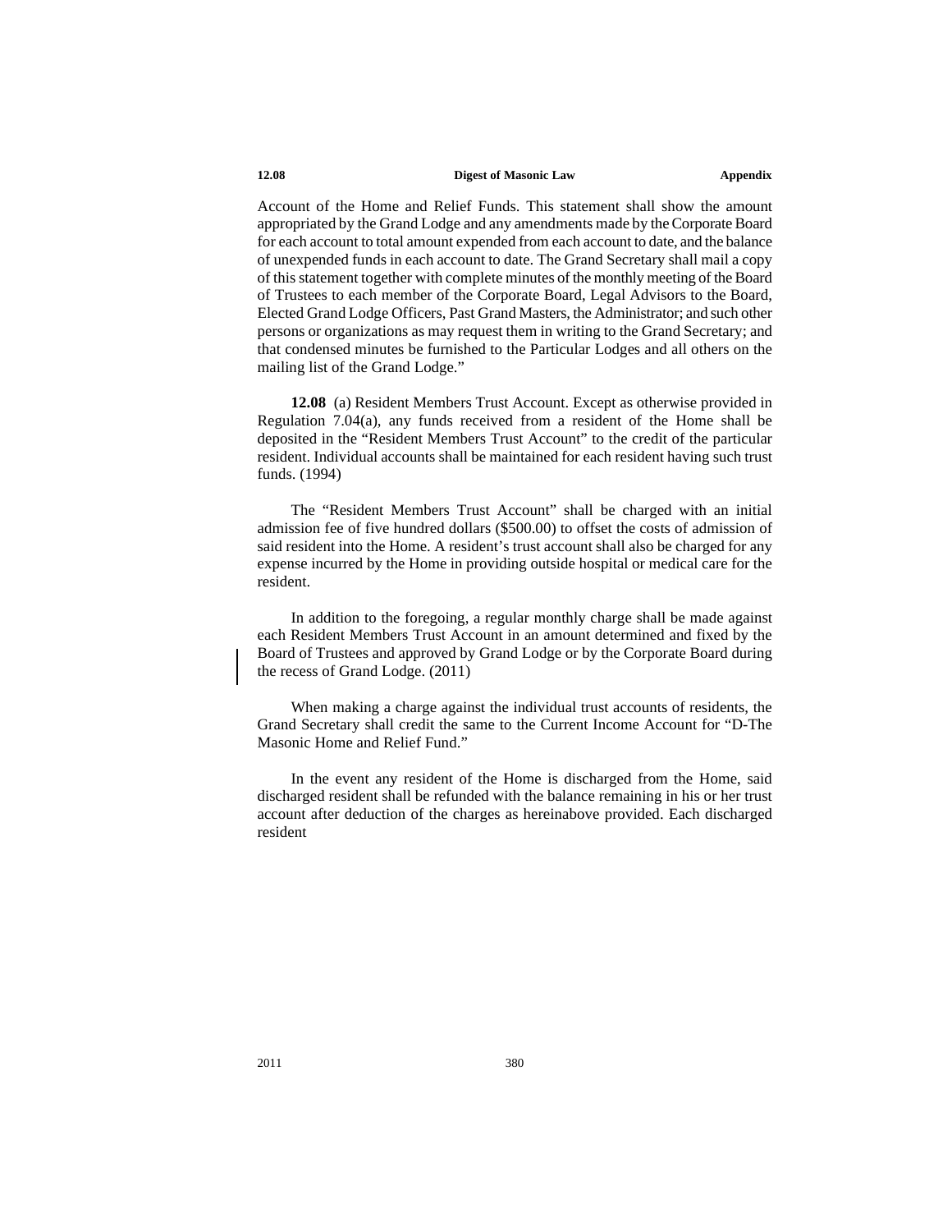Account of the Home and Relief Funds. This statement shall show the amount appropriated by the Grand Lodge and any amendments made by the Corporate Board for each account to total amount expended from each account to date, and the balance of unexpended funds in each account to date. The Grand Secretary shall mail a copy of this statement together with complete minutes of the monthly meeting of the Board of Trustees to each member of the Corporate Board, Legal Advisors to the Board, Elected Grand Lodge Officers, Past Grand Masters, the Administrator; and such other persons or organizations as may request them in writing to the Grand Secretary; and that condensed minutes be furnished to the Particular Lodges and all others on the mailing list of the Grand Lodge."

**12.08** (a) Resident Members Trust Account. Except as otherwise provided in Regulation 7.04(a), any funds received from a resident of the Home shall be deposited in the "Resident Members Trust Account" to the credit of the particular resident. Individual accounts shall be maintained for each resident having such trust funds. (1994)

The "Resident Members Trust Account" shall be charged with an initial admission fee of five hundred dollars ($500.00) to offset the costs of admission of said resident into the Home. A resident's trust account shall also be charged for any expense incurred by the Home in providing outside hospital or medical care for the resident.

In addition to the foregoing, a regular monthly charge shall be made against each Resident Members Trust Account in an amount determined and fixed by the Board of Trustees and approved by Grand Lodge or by the Corporate Board during the recess of Grand Lodge. (2011)

When making a charge against the individual trust accounts of residents, the Grand Secretary shall credit the same to the Current Income Account for "D-The Masonic Home and Relief Fund."

In the event any resident of the Home is discharged from the Home, said discharged resident shall be refunded with the balance remaining in his or her trust account after deduction of the charges as hereinabove provided. Each discharged resident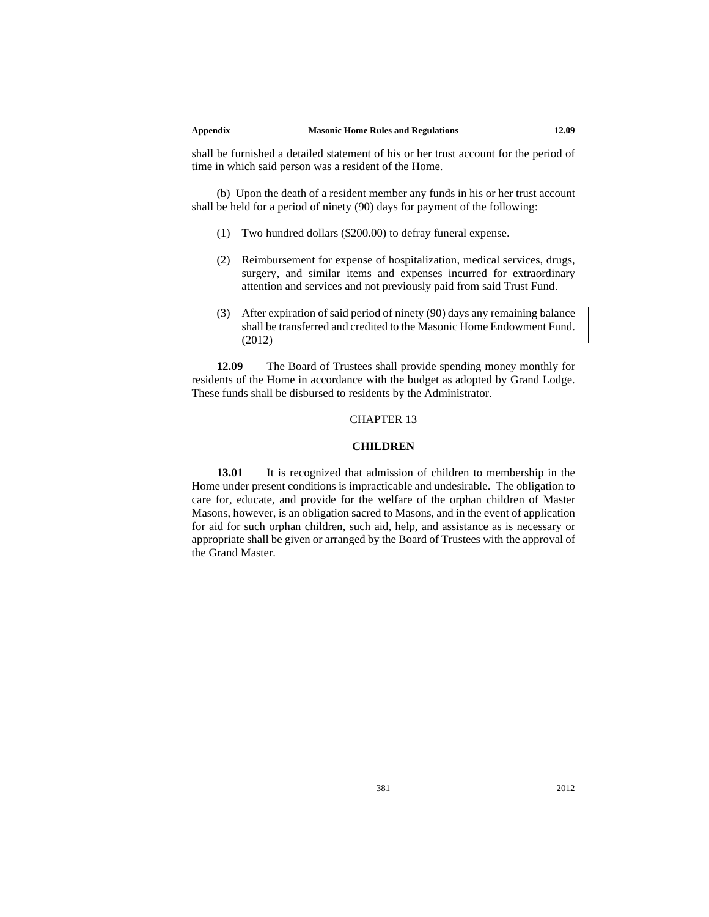shall be furnished a detailed statement of his or her trust account for the period of time in which said person was a resident of the Home.

(b) Upon the death of a resident member any funds in his or her trust account shall be held for a period of ninety (90) days for payment of the following:

(1) Two hundred dollars ($200.00) to defray funeral expense.

(2) Reimbursement for expense of hospitalization, medical services, drugs, surgery, and similar items and expenses incurred for extraordinary attention and services and not previously paid from said Trust Fund.

(3) After expiration of said period of ninety (90) days any remaining balance shall be transferred and credited to the Masonic Home Endowment Fund. (2012)

**12.09** The Board of Trustees shall provide spending money monthly for residents of the Home in accordance with the budget as adopted by Grand Lodge. These funds shall be disbursed to residents by the Administrator.

## CHAPTER 13

## CHILDREN

**13.01** It is recognized that admission of children to membership in the Home under present conditions is impracticable and undesirable. The obligation to care for, educate, and provide for the welfare of the orphan children of Master Masons, however, is an obligation sacred to Masons, and in the event of application for aid for such orphan children, such aid, help, and assistance as is necessary or appropriate shall be given or arranged by the Board of Trustees with the approval of the Grand Master.